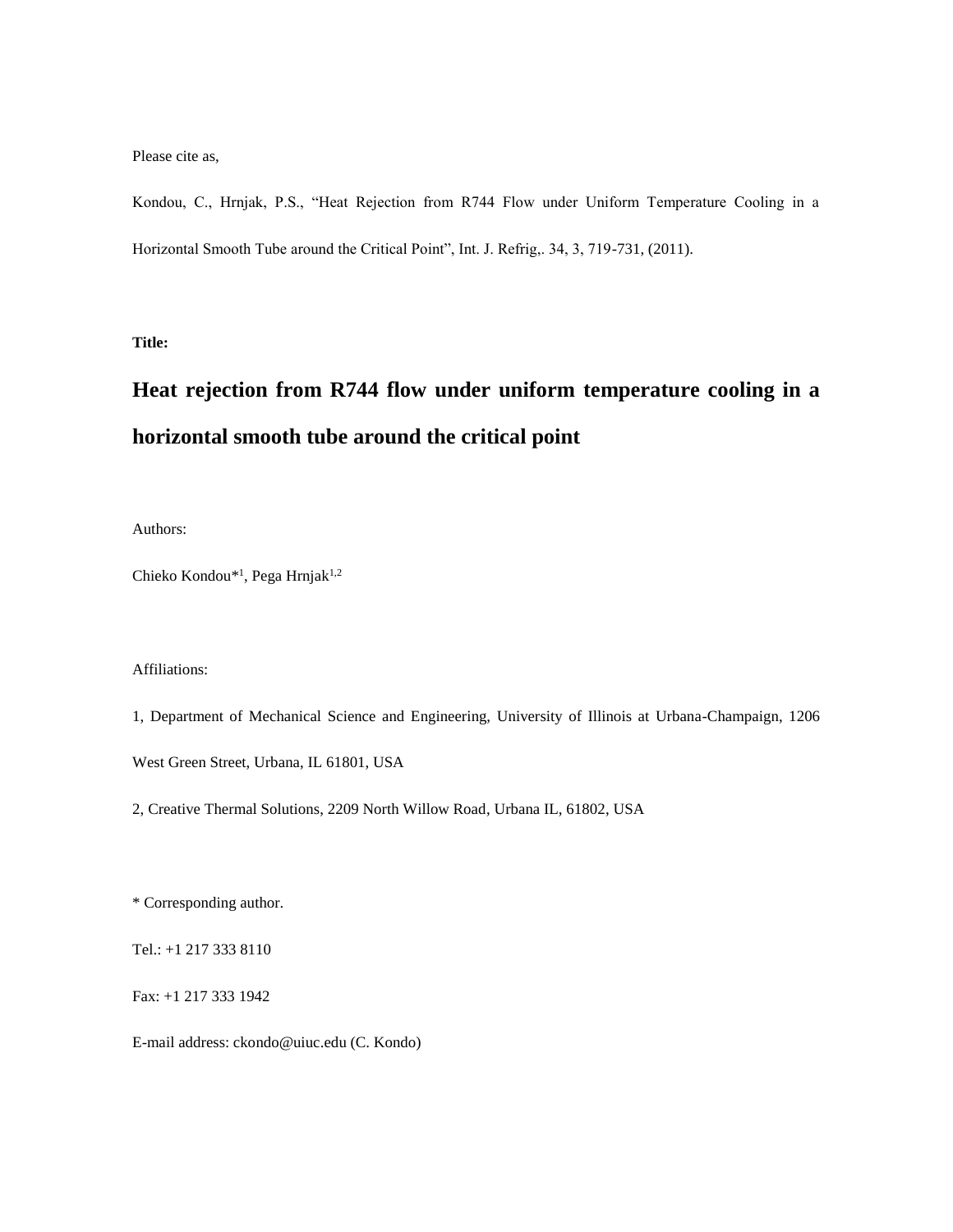Please cite as,

Kondou, C., Hrnjak, P.S., "Heat Rejection from R744 Flow under Uniform Temperature Cooling in a Horizontal Smooth Tube around the Critical Point", Int. J. Refrig,. 34, 3, 719-731, (2011).

**Title:**

# Heat rejection from R744 flow under uniform temperature cooling in a horizontal smooth tube around the critical point

Authors:

Chieko Kondou*[1], Pega Hrnjak[1,2]

Affiliations:

1, Department of Mechanical Science and Engineering, University of Illinois at Urbana-Champaign, 1206 West Green Street, Urbana, IL 61801, USA

2, Creative Thermal Solutions, 2209 North Willow Road, Urbana IL, 61802, USA

\* Corresponding author.

Tel.: +1 217 333 8110

Fax: +1 217 333 1942

E-mail address: ckondo@uiuc.edu (C. Kondo)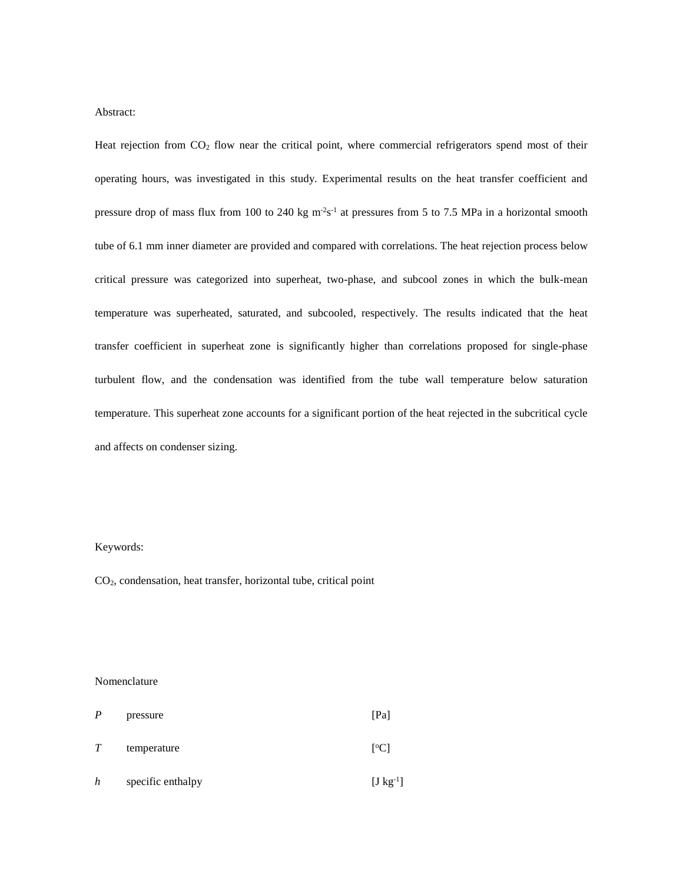Abstract:

Heat rejection from $CO_2$ flow near the critical point, where commercial refrigerators spend most of their operating hours, was investigated in this study. Experimental results on the heat transfer coefficient and pressure drop of mass flux from 100 to 240 kg $m^{-2}s^{-1}$ at pressures from 5 to 7.5 MPa in a horizontal smooth tube of 6.1 mm inner diameter are provided and compared with correlations. The heat rejection process below critical pressure was categorized into superheat, two-phase, and subcool zones in which the bulk-mean temperature was superheated, saturated, and subcooled, respectively. The results indicated that the heat transfer coefficient in superheat zone is significantly higher than correlations proposed for single-phase turbulent flow, and the condensation was identified from the tube wall temperature below saturation temperature. This superheat zone accounts for a significant portion of the heat rejected in the subcritical cycle and affects on condenser sizing.

Keywords:

$CO_2$, condensation, heat transfer, horizontal tube, critical point

Nomenclature

| | | |
|---|---|---|
| $P$ | pressure | [Pa] |
| $T$ | temperature | [$^{o}$C] |
| $h$ | specific enthalpy | [J $kg^{-1}$] |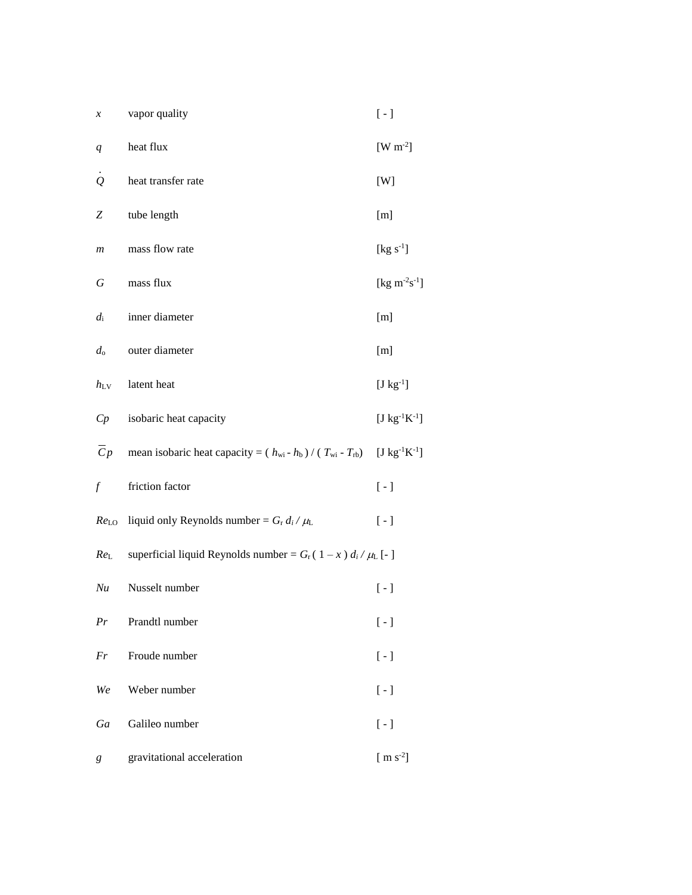| | | |
|---|---|---|
| $x$ | vapor quality | [ - ] |
| $q$ | heat flux | [W $m^{-2}$] |
| $\dot{Q}$ | heat transfer rate | [W] |
| $Z$ | tube length | [m] |
| $m$ | mass flow rate | [kg $s^{-1}$] |
| $G$ | mass flux | [kg $m^{-2}s^{-1}$] |
| $d_i$ | inner diameter | [m] |
| $d_o$ | outer diameter | [m] |
| $h_{LV}$ | latent heat | [J $kg^{-1}$] |
| $Cp$ | isobaric heat capacity | [J $kg^{-1}K^{-1}$] |
| $\overline{C}p$ | mean isobaric heat capacity = $( h_{wi} - h_b ) / ( T_{wi} - T_{rb})$ | [J $kg^{-1}K^{-1}$] |
| $f$ | friction factor | [ - ] |
| $Re_{LO}$ | liquid only Reynolds number = $G_r\, d_i / \mu_L$ | [ - ] |
| $Re_L$ | superficial liquid Reynolds number = $G_r ( 1 - x )\, d_i / \mu_L$ | [ - ] |
| $Nu$ | Nusselt number | [ - ] |
| $Pr$ | Prandtl number | [ - ] |
| $Fr$ | Froude number | [ - ] |
| $We$ | Weber number | [ - ] |
| $Ga$ | Galileo number | [ - ] |
| $g$ | gravitational acceleration | [ m $s^{-2}$] |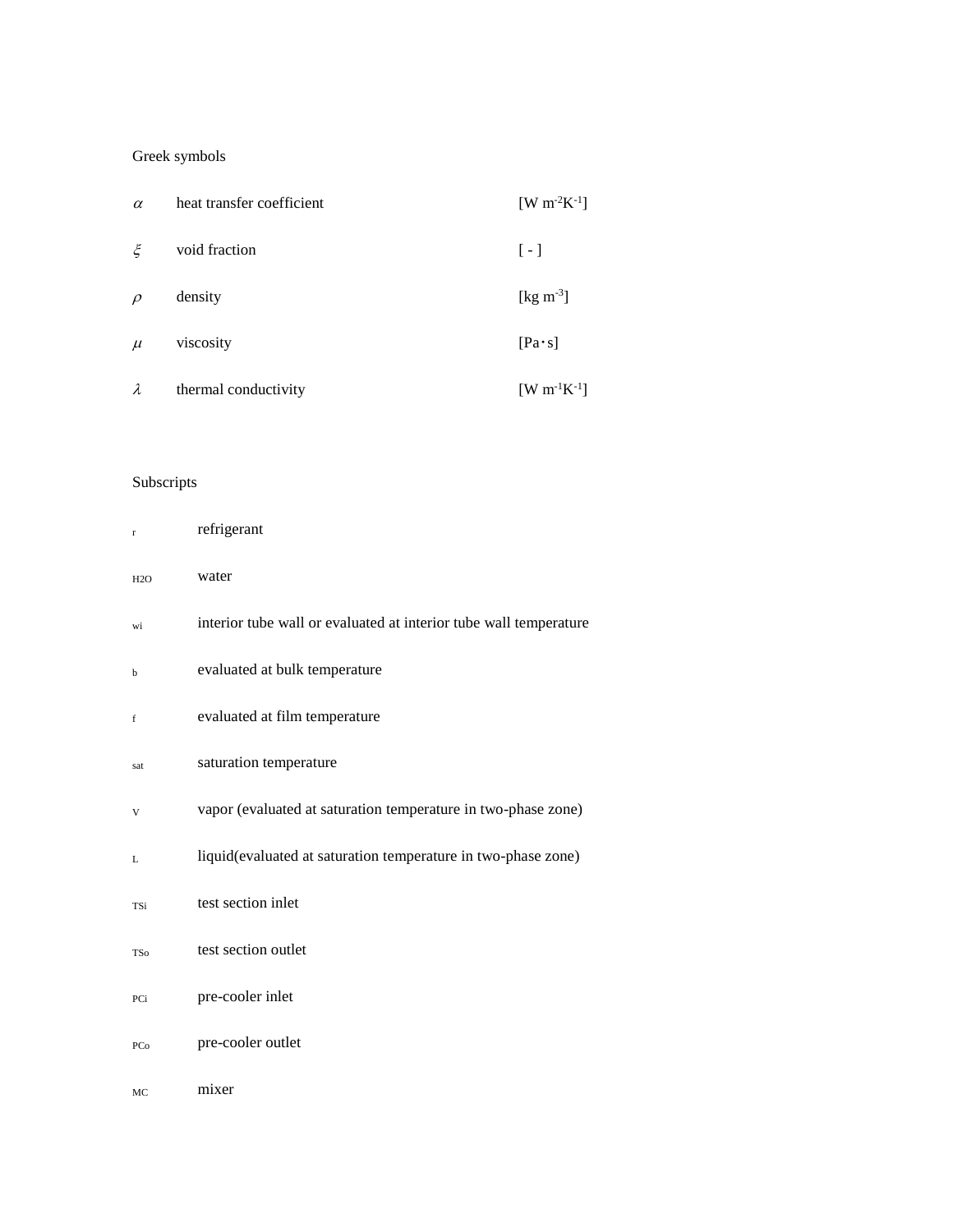Greek symbols

| | | |
|---|---|---|
| $\alpha$ | heat transfer coefficient | [W m$^{-2}$K$^{-1}$] |
| $\xi$ | void fraction | [ - ] |
| $\rho$ | density | [kg m$^{-3}$] |
| $\mu$ | viscosity | [Pa・s] |
| $\lambda$ | thermal conductivity | [W m$^{-1}$K$^{-1}$] |

Subscripts

| | |
|---|---|
| $_{r}$ | refrigerant |
| $_{H2O}$ | water |
| $_{wi}$ | interior tube wall or evaluated at interior tube wall temperature |
| $_{b}$ | evaluated at bulk temperature |
| $_{f}$ | evaluated at film temperature |
| $_{sat}$ | saturation temperature |
| $_{V}$ | vapor (evaluated at saturation temperature in two-phase zone) |
| $_{L}$ | liquid(evaluated at saturation temperature in two-phase zone) |
| $_{TSi}$ | test section inlet |
| $_{TSo}$ | test section outlet |
| $_{PCi}$ | pre-cooler inlet |
| $_{PCo}$ | pre-cooler outlet |
| $_{MC}$ | mixer |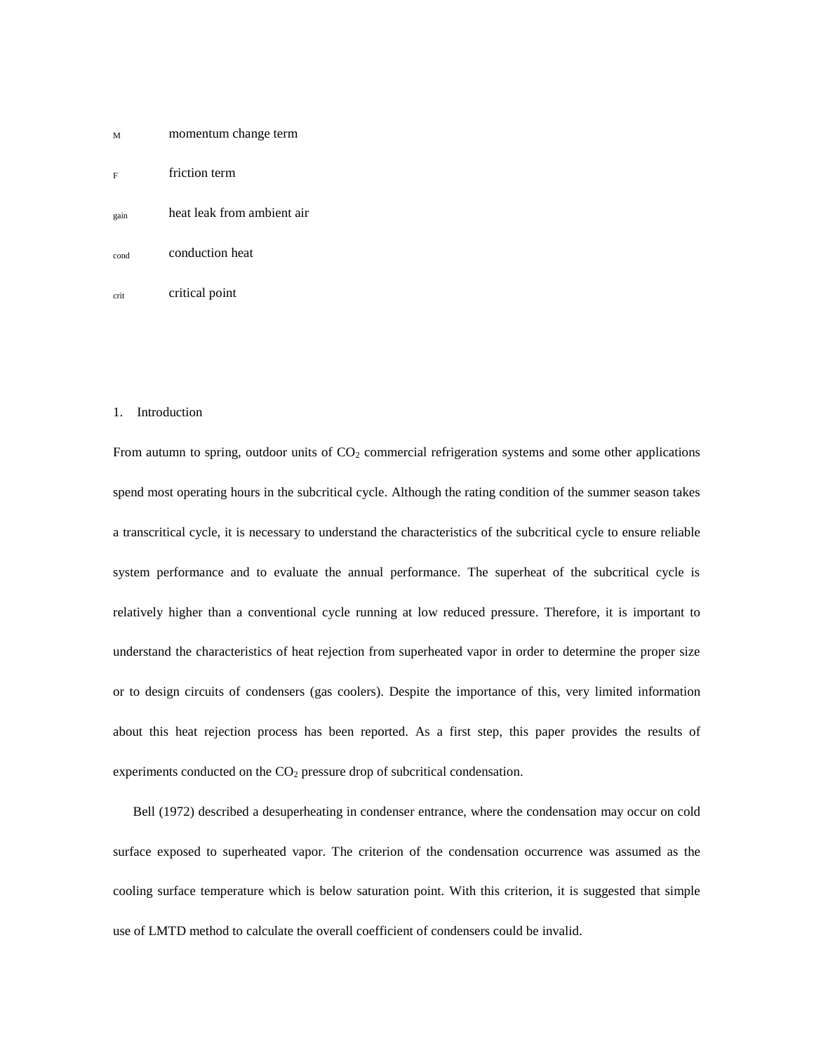| | |
|---|---|
| M | momentum change term |
| F | friction term |
| gain | heat leak from ambient air |
| cond | conduction heat |
| crit | critical point |

## 1. Introduction

From autumn to spring, outdoor units of $CO_2$ commercial refrigeration systems and some other applications spend most operating hours in the subcritical cycle. Although the rating condition of the summer season takes a transcritical cycle, it is necessary to understand the characteristics of the subcritical cycle to ensure reliable system performance and to evaluate the annual performance. The superheat of the subcritical cycle is relatively higher than a conventional cycle running at low reduced pressure. Therefore, it is important to understand the characteristics of heat rejection from superheated vapor in order to determine the proper size or to design circuits of condensers (gas coolers). Despite the importance of this, very limited information about this heat rejection process has been reported. As a first step, this paper provides the results of experiments conducted on the $CO_2$ pressure drop of subcritical condensation.

Bell (1972) described a desuperheating in condenser entrance, where the condensation may occur on cold surface exposed to superheated vapor. The criterion of the condensation occurrence was assumed as the cooling surface temperature which is below saturation point. With this criterion, it is suggested that simple use of LMTD method to calculate the overall coefficient of condensers could be invalid.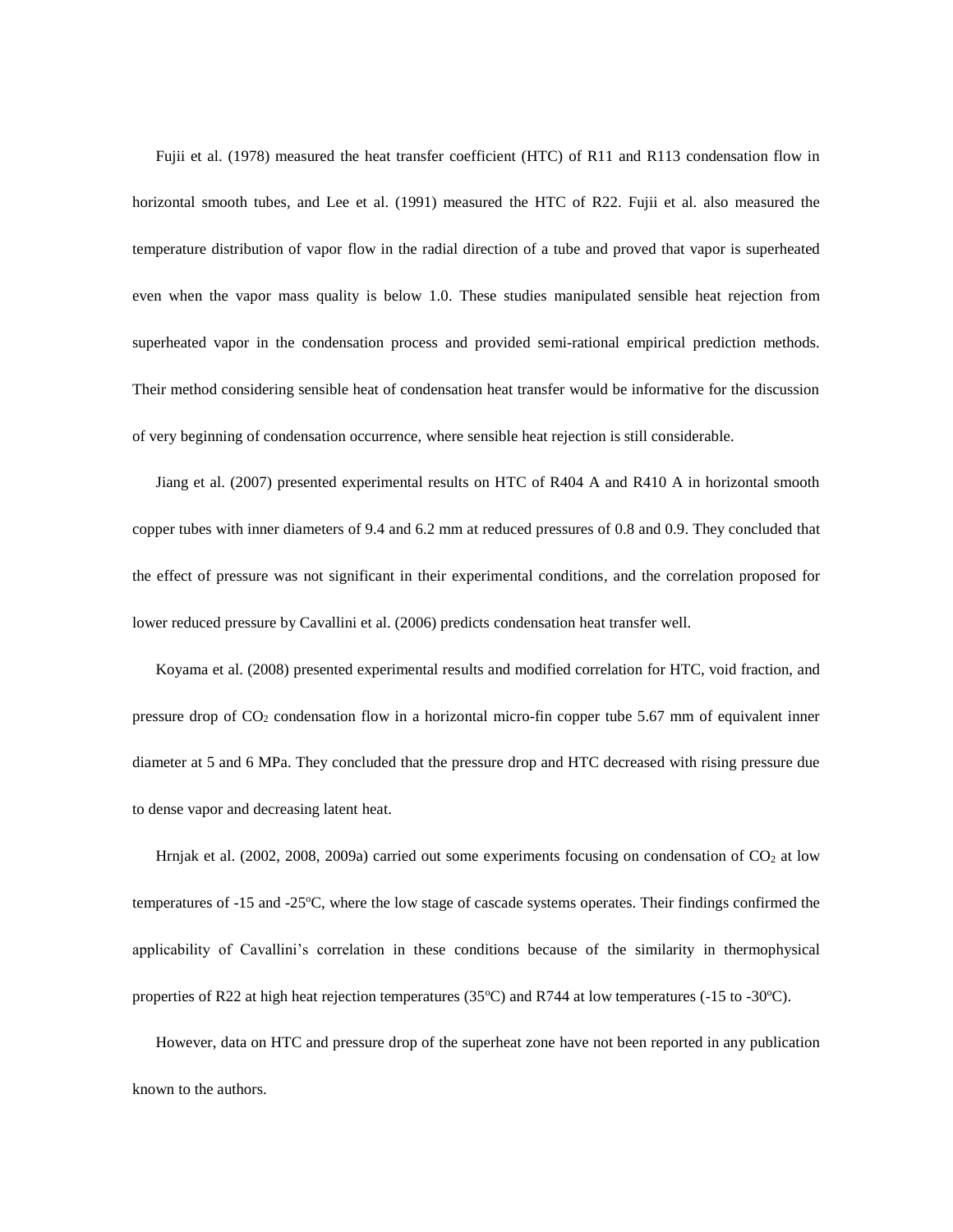Fujii et al. (1978) measured the heat transfer coefficient (HTC) of R11 and R113 condensation flow in horizontal smooth tubes, and Lee et al. (1991) measured the HTC of R22. Fujii et al. also measured the temperature distribution of vapor flow in the radial direction of a tube and proved that vapor is superheated even when the vapor mass quality is below 1.0. These studies manipulated sensible heat rejection from superheated vapor in the condensation process and provided semi-rational empirical prediction methods. Their method considering sensible heat of condensation heat transfer would be informative for the discussion of very beginning of condensation occurrence, where sensible heat rejection is still considerable.

Jiang et al. (2007) presented experimental results on HTC of R404 A and R410 A in horizontal smooth copper tubes with inner diameters of 9.4 and 6.2 mm at reduced pressures of 0.8 and 0.9. They concluded that the effect of pressure was not significant in their experimental conditions, and the correlation proposed for lower reduced pressure by Cavallini et al. (2006) predicts condensation heat transfer well.

Koyama et al. (2008) presented experimental results and modified correlation for HTC, void fraction, and pressure drop of $CO_2$ condensation flow in a horizontal micro-fin copper tube 5.67 mm of equivalent inner diameter at 5 and 6 MPa. They concluded that the pressure drop and HTC decreased with rising pressure due to dense vapor and decreasing latent heat.

Hrnjak et al. (2002, 2008, 2009a) carried out some experiments focusing on condensation of $CO_2$ at low temperatures of -15 and -25$^{o}$C, where the low stage of cascade systems operates. Their findings confirmed the applicability of Cavallini's correlation in these conditions because of the similarity in thermophysical properties of R22 at high heat rejection temperatures (35$^{o}$C) and R744 at low temperatures (-15 to -30$^{o}$C).

However, data on HTC and pressure drop of the superheat zone have not been reported in any publication known to the authors.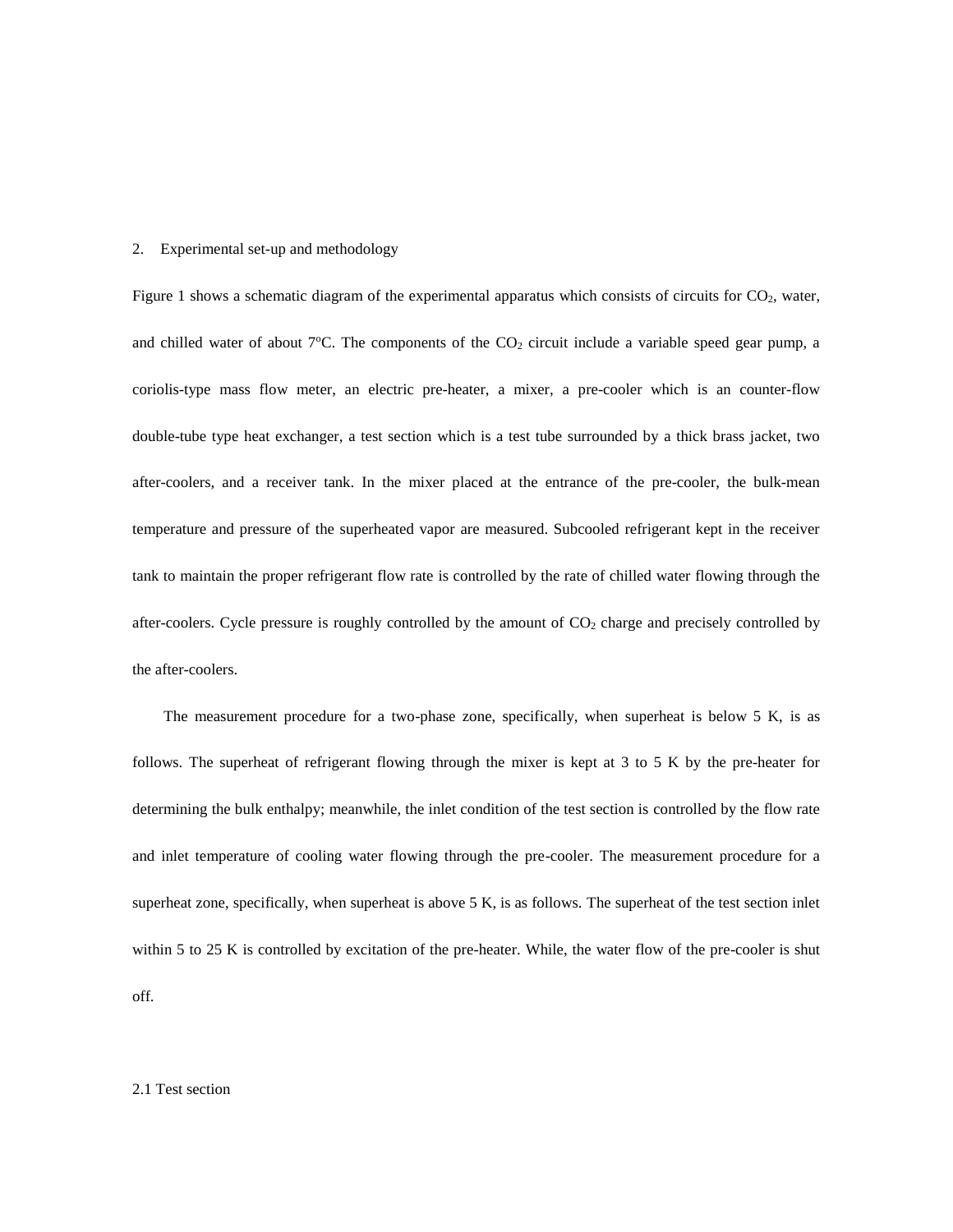## 2. Experimental set-up and methodology

Figure 1 shows a schematic diagram of the experimental apparatus which consists of circuits for $CO_2$, water, and chilled water of about 7°C. The components of the $CO_2$ circuit include a variable speed gear pump, a coriolis-type mass flow meter, an electric pre-heater, a mixer, a pre-cooler which is an counter-flow double-tube type heat exchanger, a test section which is a test tube surrounded by a thick brass jacket, two after-coolers, and a receiver tank. In the mixer placed at the entrance of the pre-cooler, the bulk-mean temperature and pressure of the superheated vapor are measured. Subcooled refrigerant kept in the receiver tank to maintain the proper refrigerant flow rate is controlled by the rate of chilled water flowing through the after-coolers. Cycle pressure is roughly controlled by the amount of $CO_2$ charge and precisely controlled by the after-coolers.

The measurement procedure for a two-phase zone, specifically, when superheat is below 5 K, is as follows. The superheat of refrigerant flowing through the mixer is kept at 3 to 5 K by the pre-heater for determining the bulk enthalpy; meanwhile, the inlet condition of the test section is controlled by the flow rate and inlet temperature of cooling water flowing through the pre-cooler. The measurement procedure for a superheat zone, specifically, when superheat is above 5 K, is as follows. The superheat of the test section inlet within 5 to 25 K is controlled by excitation of the pre-heater. While, the water flow of the pre-cooler is shut off.

### 2.1 Test section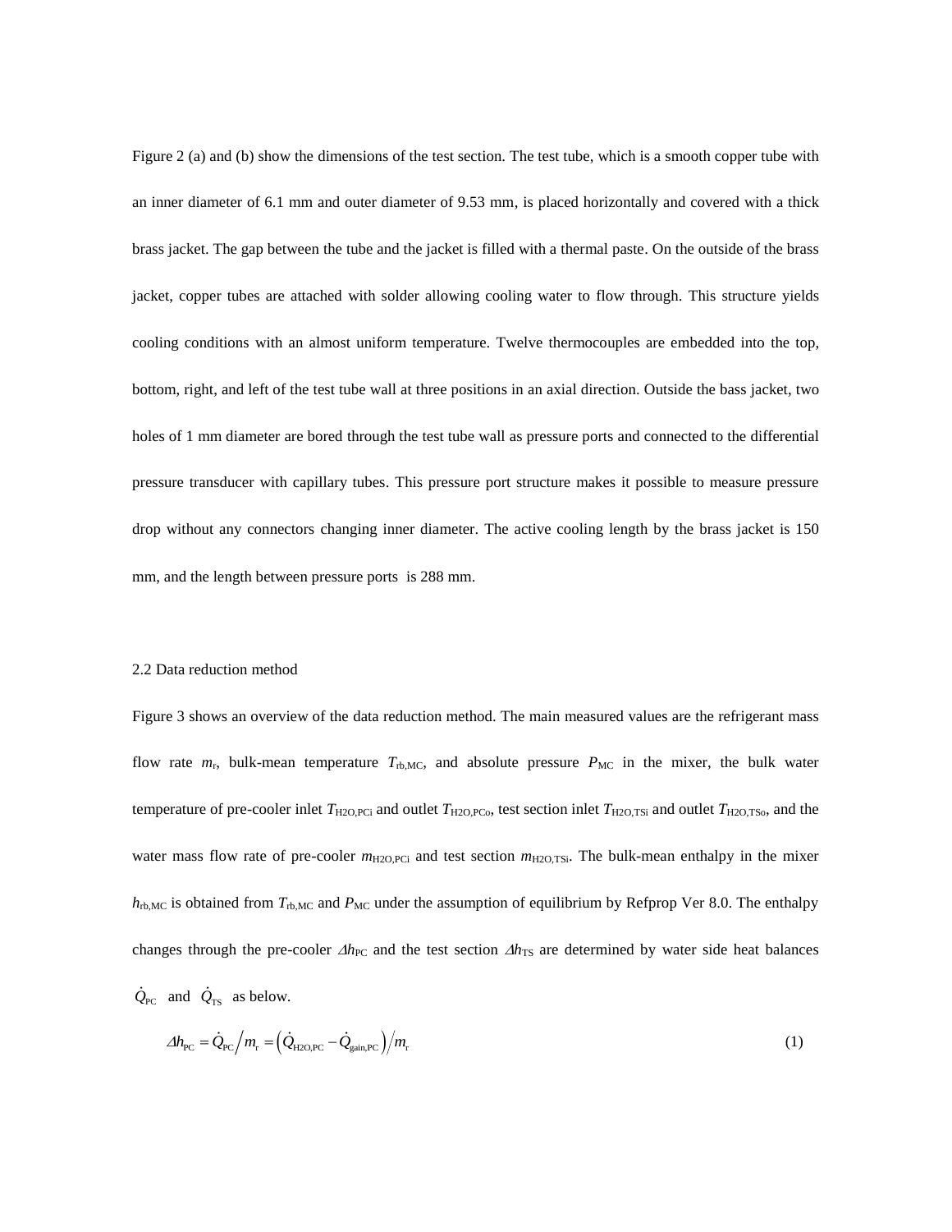Figure 2 (a) and (b) show the dimensions of the test section. The test tube, which is a smooth copper tube with an inner diameter of 6.1 mm and outer diameter of 9.53 mm, is placed horizontally and covered with a thick brass jacket. The gap between the tube and the jacket is filled with a thermal paste. On the outside of the brass jacket, copper tubes are attached with solder allowing cooling water to flow through. This structure yields cooling conditions with an almost uniform temperature. Twelve thermocouples are embedded into the top, bottom, right, and left of the test tube wall at three positions in an axial direction. Outside the bass jacket, two holes of 1 mm diameter are bored through the test tube wall as pressure ports and connected to the differential pressure transducer with capillary tubes. This pressure port structure makes it possible to measure pressure drop without any connectors changing inner diameter. The active cooling length by the brass jacket is 150 mm, and the length between pressure ports is 288 mm.

## 2.2 Data reduction method

Figure 3 shows an overview of the data reduction method. The main measured values are the refrigerant mass flow rate $m_{\mathrm{r}}$, bulk-mean temperature $T_{\mathrm{rb,MC}}$, and absolute pressure $P_{\mathrm{MC}}$ in the mixer, the bulk water temperature of pre-cooler inlet $T_{\mathrm{H2O,PCi}}$ and outlet $T_{\mathrm{H2O,PCo}}$, test section inlet $T_{\mathrm{H2O,TSi}}$ and outlet $T_{\mathrm{H2O,TSo}}$, and the water mass flow rate of pre-cooler $m_{\mathrm{H2O,PCi}}$ and test section $m_{\mathrm{H2O,TSi}}$. The bulk-mean enthalpy in the mixer $h_{\mathrm{rb,MC}}$ is obtained from $T_{\mathrm{rb,MC}}$ and $P_{\mathrm{MC}}$ under the assumption of equilibrium by Refprop Ver 8.0. The enthalpy changes through the pre-cooler $\Delta h_{\mathrm{PC}}$ and the test section $\Delta h_{\mathrm{TS}}$ are determined by water side heat balances $\dot{Q}_{\mathrm{PC}}$ and $\dot{Q}_{\mathrm{TS}}$ as below.

$$\Delta h_{\mathrm{PC}} = \dot{Q}_{\mathrm{PC}} \big/ m_{\mathrm{r}} = \left( \dot{Q}_{\mathrm{H2O,PC}} - \dot{Q}_{\mathrm{gain,PC}} \right) \big/ m_{\mathrm{r}} \tag{1}$$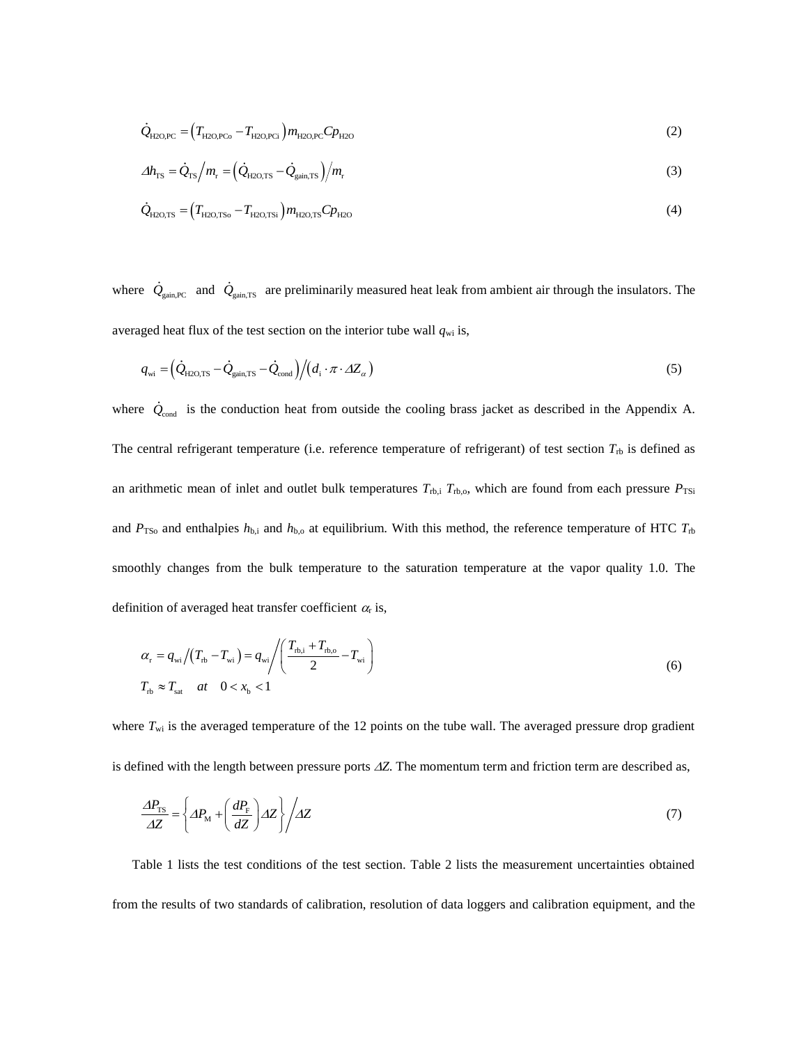$$\dot{Q}_{\mathrm{H2O,PC}} = \left(T_{\mathrm{H2O,PCo}} - T_{\mathrm{H2O,PCi}}\right) m_{\mathrm{H2O,PC}} Cp_{\mathrm{H2O}} \tag{2}$$

$$\Delta h_{\mathrm{TS}} = \dot{Q}_{\mathrm{TS}} \big/ m_{\mathrm{r}} = \left(\dot{Q}_{\mathrm{H2O,TS}} - \dot{Q}_{\mathrm{gain,TS}}\right) \big/ m_{\mathrm{r}} \tag{3}$$

$$\dot{Q}_{\mathrm{H2O,TS}} = \left(T_{\mathrm{H2O,TSo}} - T_{\mathrm{H2O,TSi}}\right) m_{\mathrm{H2O,TS}} Cp_{\mathrm{H2O}} \tag{4}$$

where $\dot{Q}_{\mathrm{gain,PC}}$ and $\dot{Q}_{\mathrm{gain,TS}}$ are preliminarily measured heat leak from ambient air through the insulators. The averaged heat flux of the test section on the interior tube wall $q_{\mathrm{wi}}$ is,

$$q_{\mathrm{wi}} = \left(\dot{Q}_{\mathrm{H2O,TS}} - \dot{Q}_{\mathrm{gain,TS}} - \dot{Q}_{\mathrm{cond}}\right) \big/ \left(d_{\mathrm{i}} \cdot \pi \cdot \Delta Z_{\alpha}\right) \tag{5}$$

where $\dot{Q}_{\mathrm{cond}}$ is the conduction heat from outside the cooling brass jacket as described in the Appendix A. The central refrigerant temperature (i.e. reference temperature of refrigerant) of test section $T_{\mathrm{rb}}$ is defined as an arithmetic mean of inlet and outlet bulk temperatures $T_{\mathrm{rb,i}}$ $T_{\mathrm{rb,o}}$, which are found from each pressure $P_{\mathrm{TSi}}$ and $P_{\mathrm{TSo}}$ and enthalpies $h_{\mathrm{b,i}}$ and $h_{\mathrm{b,o}}$ at equilibrium. With this method, the reference temperature of HTC $T_{\mathrm{rb}}$ smoothly changes from the bulk temperature to the saturation temperature at the vapor quality 1.0. The definition of averaged heat transfer coefficient $\alpha_{\mathrm{r}}$ is,

$$\begin{aligned} &\alpha_{\mathrm{r}} = q_{\mathrm{wi}} \big/ \left(T_{\mathrm{rb}} - T_{\mathrm{wi}}\right) = q_{\mathrm{wi}} \Bigg/ \left(\frac{T_{\mathrm{rb,i}} + T_{\mathrm{rb,o}}}{2} - T_{\mathrm{wi}}\right) \\ &T_{\mathrm{rb}} \approx T_{\mathrm{sat}} \quad at \quad 0 < x_{\mathrm{b}} < 1 \end{aligned} \tag{6}$$

where $T_{\mathrm{wi}}$ is the averaged temperature of the 12 points on the tube wall. The averaged pressure drop gradient is defined with the length between pressure ports $\Delta Z$. The momentum term and friction term are described as,

$$\frac{\Delta P_{\mathrm{TS}}}{\Delta Z} = \left\{\Delta P_{\mathrm{M}} + \left(\frac{dP_{\mathrm{F}}}{dZ}\right)\Delta Z\right\} \Bigg/ \Delta Z \tag{7}$$

Table 1 lists the test conditions of the test section. Table 2 lists the measurement uncertainties obtained from the results of two standards of calibration, resolution of data loggers and calibration equipment, and the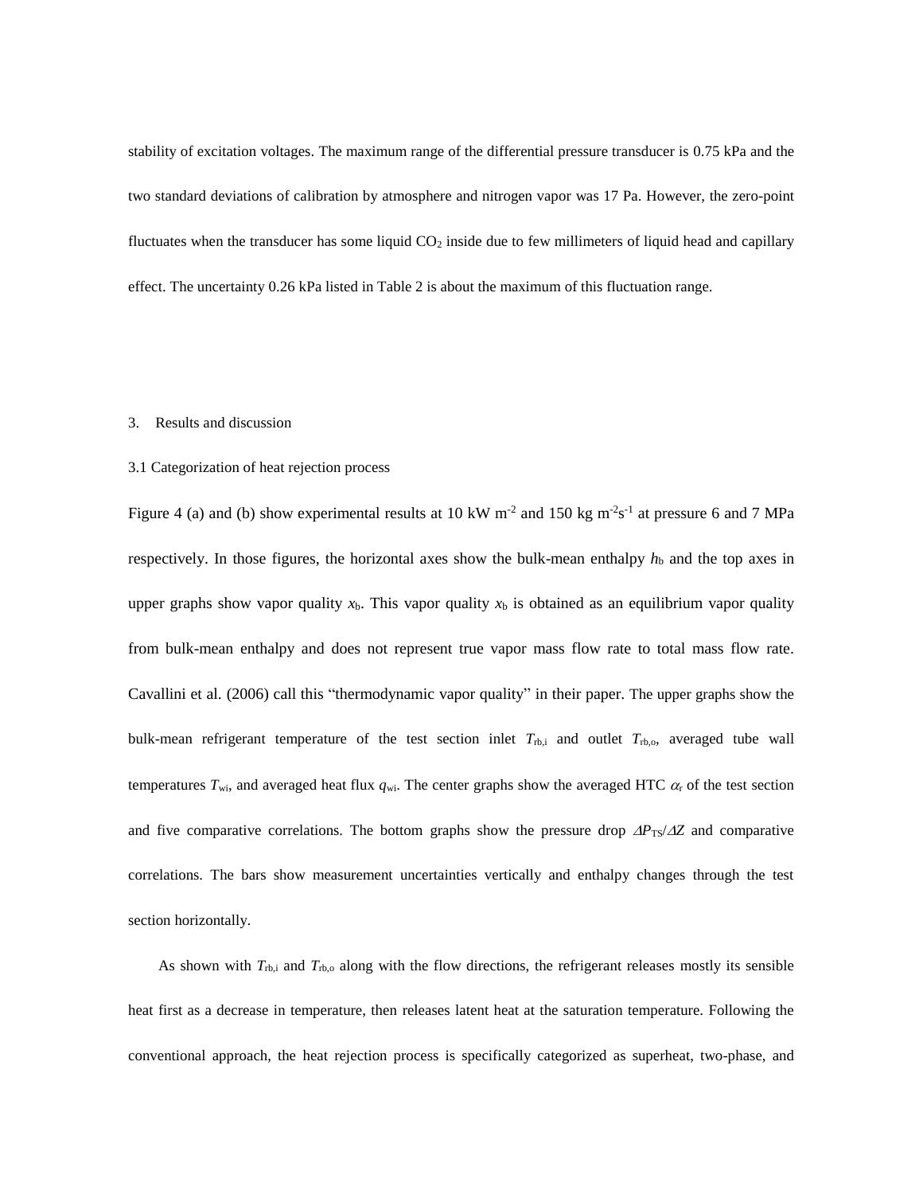stability of excitation voltages. The maximum range of the differential pressure transducer is 0.75 kPa and the two standard deviations of calibration by atmosphere and nitrogen vapor was 17 Pa. However, the zero-point fluctuates when the transducer has some liquid $CO_2$ inside due to few millimeters of liquid head and capillary effect. The uncertainty 0.26 kPa listed in Table 2 is about the maximum of this fluctuation range.

## 3. Results and discussion

### 3.1 Categorization of heat rejection process

Figure 4 (a) and (b) show experimental results at 10 kW m$^{-2}$ and 150 kg m$^{-2}$s$^{-1}$ at pressure 6 and 7 MPa respectively. In those figures, the horizontal axes show the bulk-mean enthalpy $h_b$ and the top axes in upper graphs show vapor quality $x_b$. This vapor quality $x_b$ is obtained as an equilibrium vapor quality from bulk-mean enthalpy and does not represent true vapor mass flow rate to total mass flow rate. Cavallini et al. (2006) call this "thermodynamic vapor quality" in their paper. The upper graphs show the bulk-mean refrigerant temperature of the test section inlet $T_{rb,i}$ and outlet $T_{rb,o}$, averaged tube wall temperatures $T_{wi}$, and averaged heat flux $q_{wi}$. The center graphs show the averaged HTC $\alpha_r$ of the test section and five comparative correlations. The bottom graphs show the pressure drop $\Delta P_{TS}/\Delta Z$ and comparative correlations. The bars show measurement uncertainties vertically and enthalpy changes through the test section horizontally.

As shown with $T_{rb,i}$ and $T_{rb,o}$ along with the flow directions, the refrigerant releases mostly its sensible heat first as a decrease in temperature, then releases latent heat at the saturation temperature. Following the conventional approach, the heat rejection process is specifically categorized as superheat, two-phase, and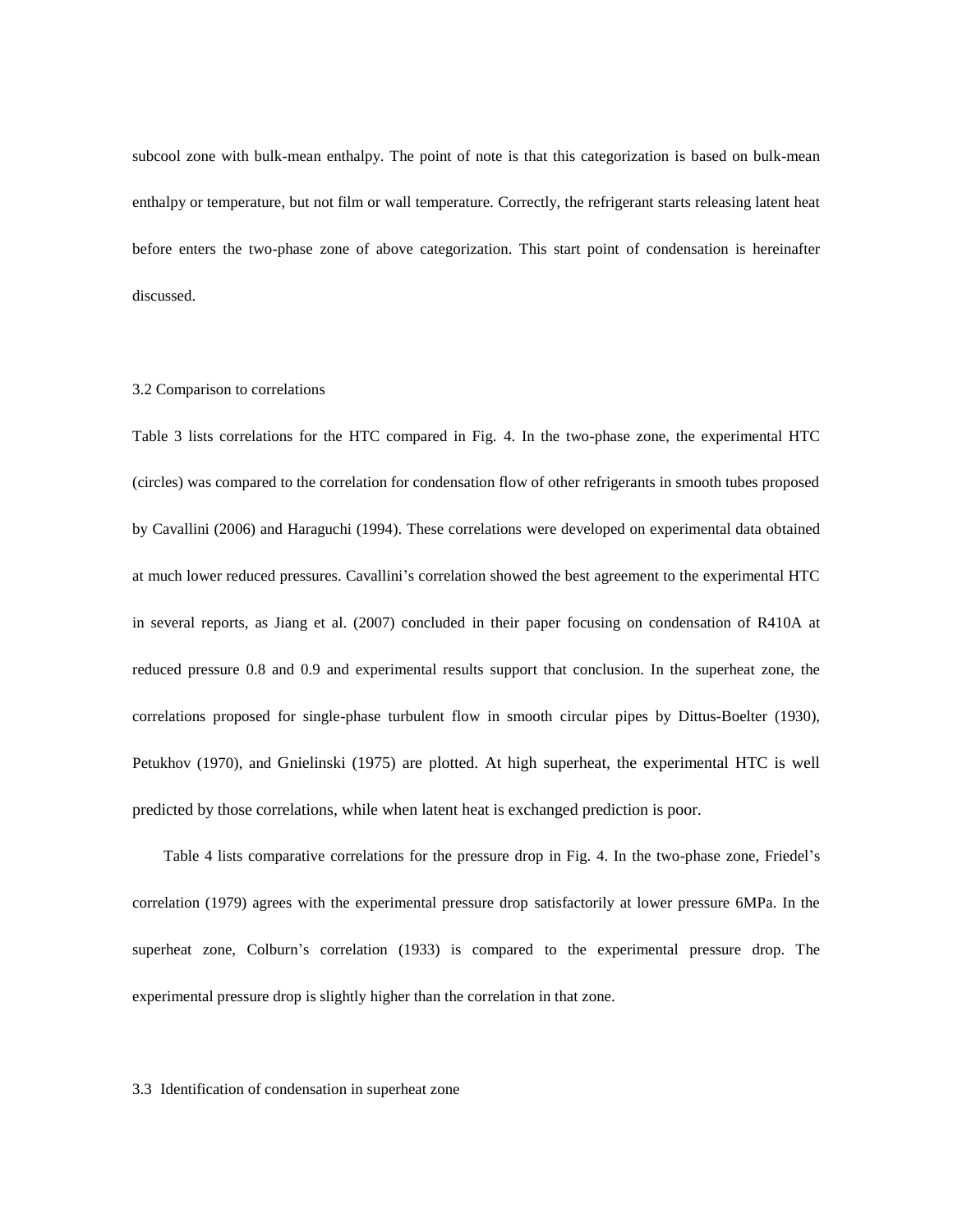subcool zone with bulk-mean enthalpy. The point of note is that this categorization is based on bulk-mean enthalpy or temperature, but not film or wall temperature. Correctly, the refrigerant starts releasing latent heat before enters the two-phase zone of above categorization. This start point of condensation is hereinafter discussed.

### 3.2 Comparison to correlations

Table 3 lists correlations for the HTC compared in Fig. 4. In the two-phase zone, the experimental HTC (circles) was compared to the correlation for condensation flow of other refrigerants in smooth tubes proposed by Cavallini (2006) and Haraguchi (1994). These correlations were developed on experimental data obtained at much lower reduced pressures. Cavallini's correlation showed the best agreement to the experimental HTC in several reports, as Jiang et al. (2007) concluded in their paper focusing on condensation of R410A at reduced pressure 0.8 and 0.9 and experimental results support that conclusion. In the superheat zone, the correlations proposed for single-phase turbulent flow in smooth circular pipes by Dittus-Boelter (1930), Petukhov (1970), and Gnielinski (1975) are plotted. At high superheat, the experimental HTC is well predicted by those correlations, while when latent heat is exchanged prediction is poor.

Table 4 lists comparative correlations for the pressure drop in Fig. 4. In the two-phase zone, Friedel's correlation (1979) agrees with the experimental pressure drop satisfactorily at lower pressure 6MPa. In the superheat zone, Colburn's correlation (1933) is compared to the experimental pressure drop. The experimental pressure drop is slightly higher than the correlation in that zone.

### 3.3 Identification of condensation in superheat zone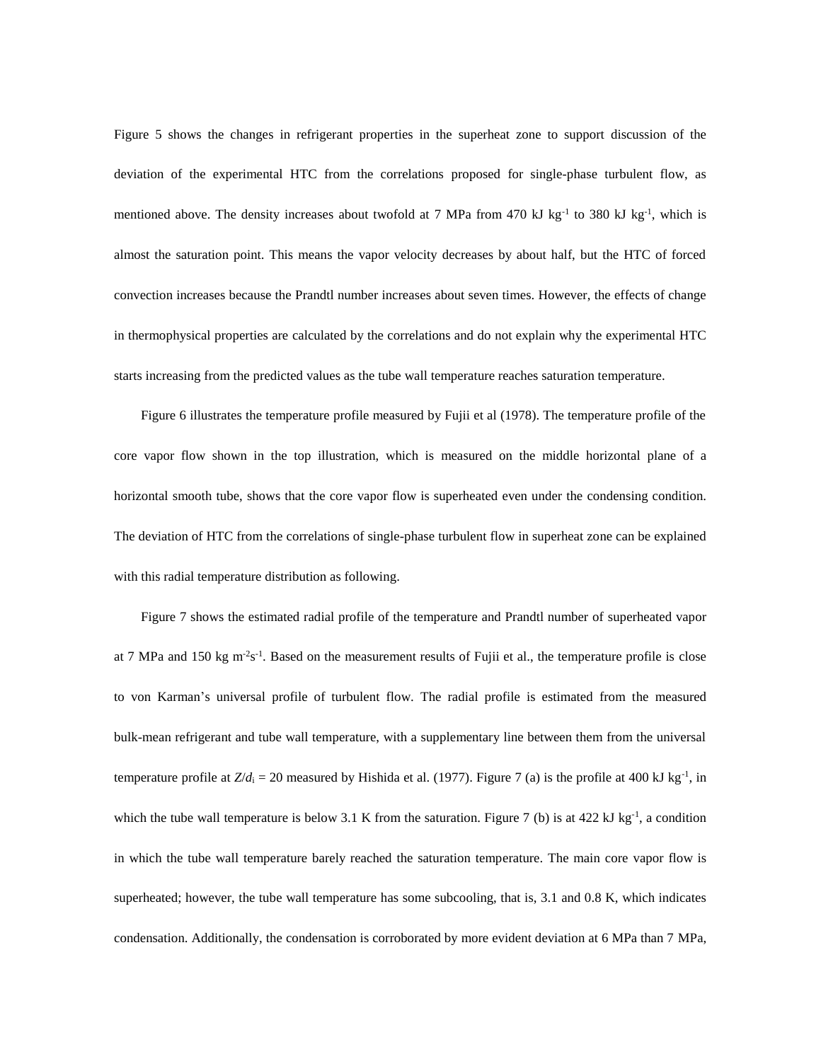Figure 5 shows the changes in refrigerant properties in the superheat zone to support discussion of the deviation of the experimental HTC from the correlations proposed for single-phase turbulent flow, as mentioned above. The density increases about twofold at 7 MPa from 470 kJ $kg^{-1}$ to 380 kJ $kg^{-1}$, which is almost the saturation point. This means the vapor velocity decreases by about half, but the HTC of forced convection increases because the Prandtl number increases about seven times. However, the effects of change in thermophysical properties are calculated by the correlations and do not explain why the experimental HTC starts increasing from the predicted values as the tube wall temperature reaches saturation temperature.

Figure 6 illustrates the temperature profile measured by Fujii et al (1978). The temperature profile of the core vapor flow shown in the top illustration, which is measured on the middle horizontal plane of a horizontal smooth tube, shows that the core vapor flow is superheated even under the condensing condition. The deviation of HTC from the correlations of single-phase turbulent flow in superheat zone can be explained with this radial temperature distribution as following.

Figure 7 shows the estimated radial profile of the temperature and Prandtl number of superheated vapor at 7 MPa and 150 kg $m^{-2}s^{-1}$. Based on the measurement results of Fujii et al., the temperature profile is close to von Karman's universal profile of turbulent flow. The radial profile is estimated from the measured bulk-mean refrigerant and tube wall temperature, with a supplementary line between them from the universal temperature profile at $Z/d_i$ = 20 measured by Hishida et al. (1977). Figure 7 (a) is the profile at 400 kJ $kg^{-1}$, in which the tube wall temperature is below 3.1 K from the saturation. Figure 7 (b) is at 422 kJ $kg^{-1}$, a condition in which the tube wall temperature barely reached the saturation temperature. The main core vapor flow is superheated; however, the tube wall temperature has some subcooling, that is, 3.1 and 0.8 K, which indicates condensation. Additionally, the condensation is corroborated by more evident deviation at 6 MPa than 7 MPa,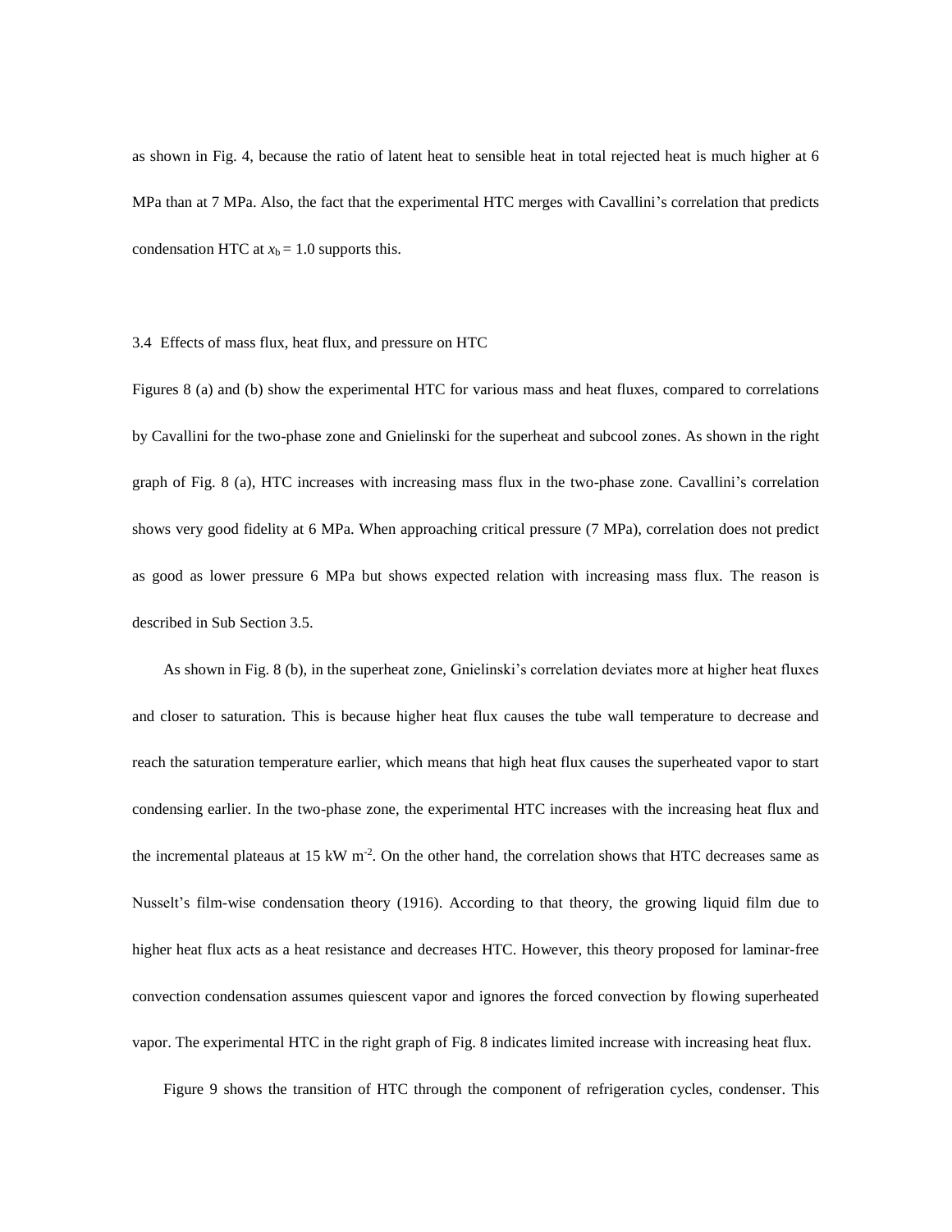as shown in Fig. 4, because the ratio of latent heat to sensible heat in total rejected heat is much higher at 6 MPa than at 7 MPa. Also, the fact that the experimental HTC merges with Cavallini's correlation that predicts condensation HTC at $x_b = 1.0$ supports this.

### 3.4 Effects of mass flux, heat flux, and pressure on HTC

Figures 8 (a) and (b) show the experimental HTC for various mass and heat fluxes, compared to correlations by Cavallini for the two-phase zone and Gnielinski for the superheat and subcool zones. As shown in the right graph of Fig. 8 (a), HTC increases with increasing mass flux in the two-phase zone. Cavallini's correlation shows very good fidelity at 6 MPa. When approaching critical pressure (7 MPa), correlation does not predict as good as lower pressure 6 MPa but shows expected relation with increasing mass flux. The reason is described in Sub Section 3.5.

As shown in Fig. 8 (b), in the superheat zone, Gnielinski's correlation deviates more at higher heat fluxes and closer to saturation. This is because higher heat flux causes the tube wall temperature to decrease and reach the saturation temperature earlier, which means that high heat flux causes the superheated vapor to start condensing earlier. In the two-phase zone, the experimental HTC increases with the increasing heat flux and the incremental plateaus at 15 kW m$^{-2}$. On the other hand, the correlation shows that HTC decreases same as Nusselt's film-wise condensation theory (1916). According to that theory, the growing liquid film due to higher heat flux acts as a heat resistance and decreases HTC. However, this theory proposed for laminar-free convection condensation assumes quiescent vapor and ignores the forced convection by flowing superheated vapor. The experimental HTC in the right graph of Fig. 8 indicates limited increase with increasing heat flux.

Figure 9 shows the transition of HTC through the component of refrigeration cycles, condenser. This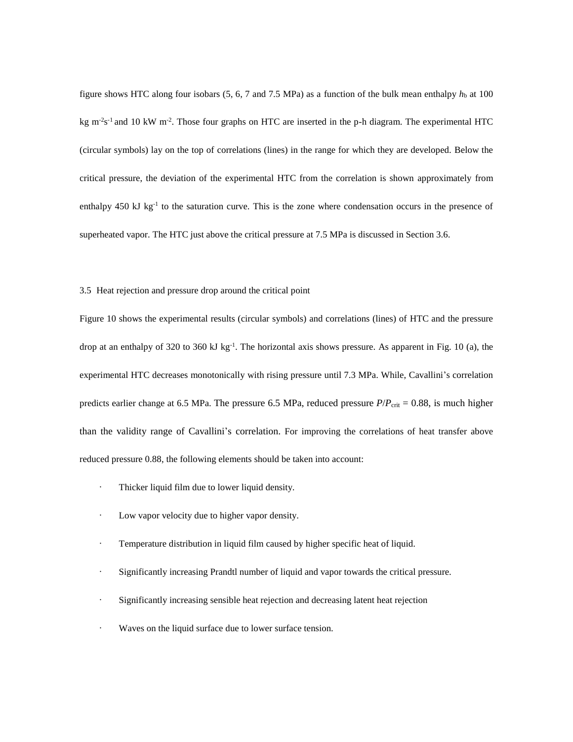figure shows HTC along four isobars (5, 6, 7 and 7.5 MPa) as a function of the bulk mean enthalpy $h_b$ at 100 kg $m^{-2}s^{-1}$ and 10 kW $m^{-2}$. Those four graphs on HTC are inserted in the p-h diagram. The experimental HTC (circular symbols) lay on the top of correlations (lines) in the range for which they are developed. Below the critical pressure, the deviation of the experimental HTC from the correlation is shown approximately from enthalpy 450 kJ $kg^{-1}$ to the saturation curve. This is the zone where condensation occurs in the presence of superheated vapor. The HTC just above the critical pressure at 7.5 MPa is discussed in Section 3.6.

### 3.5 Heat rejection and pressure drop around the critical point

Figure 10 shows the experimental results (circular symbols) and correlations (lines) of HTC and the pressure drop at an enthalpy of 320 to 360 kJ $kg^{-1}$. The horizontal axis shows pressure. As apparent in Fig. 10 (a), the experimental HTC decreases monotonically with rising pressure until 7.3 MPa. While, Cavallini's correlation predicts earlier change at 6.5 MPa. The pressure 6.5 MPa, reduced pressure $P/P_{crit}$ = 0.88, is much higher than the validity range of Cavallini's correlation. For improving the correlations of heat transfer above reduced pressure 0.88, the following elements should be taken into account:

- Thicker liquid film due to lower liquid density.
- Low vapor velocity due to higher vapor density.
- Temperature distribution in liquid film caused by higher specific heat of liquid.
- Significantly increasing Prandtl number of liquid and vapor towards the critical pressure.
- Significantly increasing sensible heat rejection and decreasing latent heat rejection
- Waves on the liquid surface due to lower surface tension.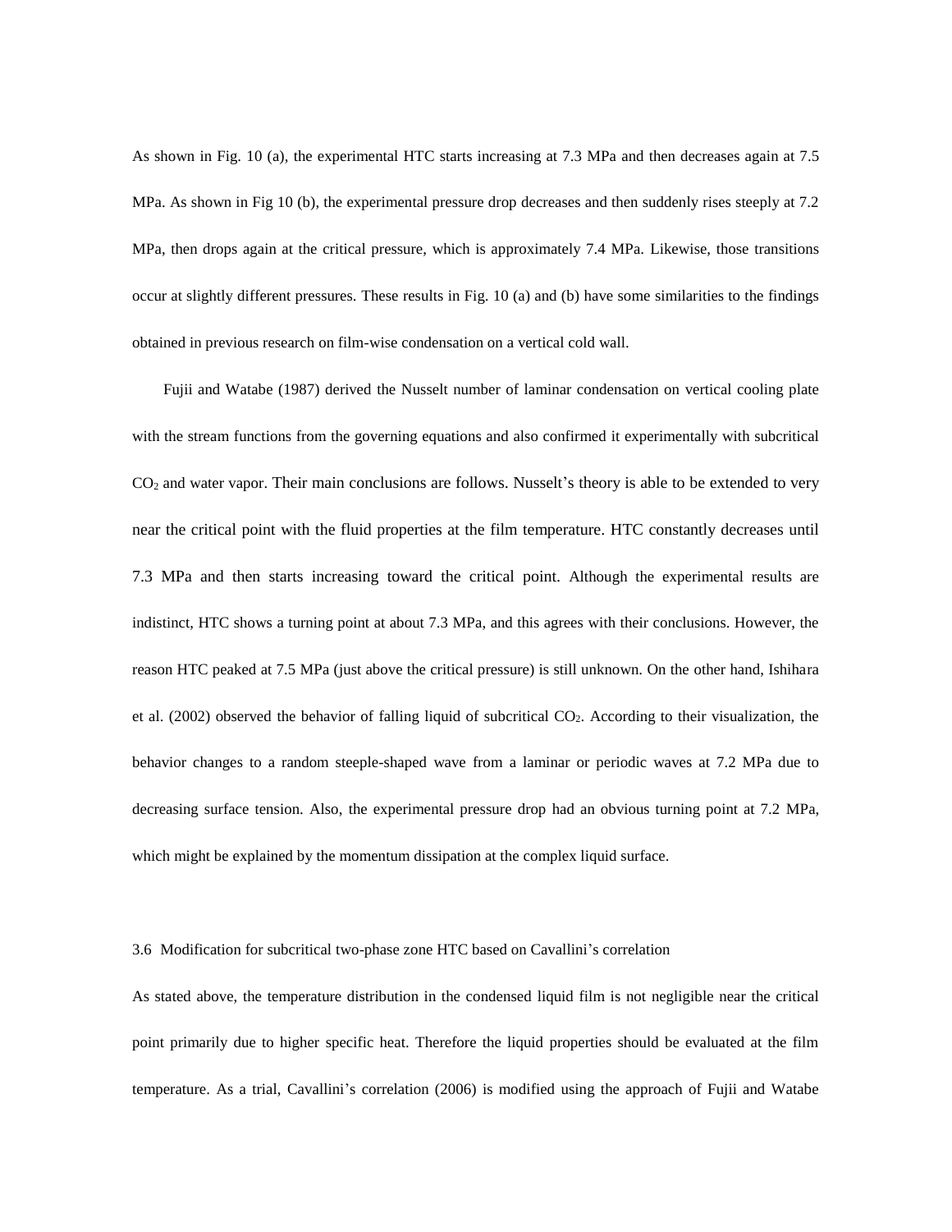As shown in Fig. 10 (a), the experimental HTC starts increasing at 7.3 MPa and then decreases again at 7.5 MPa. As shown in Fig 10 (b), the experimental pressure drop decreases and then suddenly rises steeply at 7.2 MPa, then drops again at the critical pressure, which is approximately 7.4 MPa. Likewise, those transitions occur at slightly different pressures. These results in Fig. 10 (a) and (b) have some similarities to the findings obtained in previous research on film-wise condensation on a vertical cold wall.

Fujii and Watabe (1987) derived the Nusselt number of laminar condensation on vertical cooling plate with the stream functions from the governing equations and also confirmed it experimentally with subcritical $CO_2$ and water vapor. Their main conclusions are follows. Nusselt's theory is able to be extended to very near the critical point with the fluid properties at the film temperature. HTC constantly decreases until 7.3 MPa and then starts increasing toward the critical point. Although the experimental results are indistinct, HTC shows a turning point at about 7.3 MPa, and this agrees with their conclusions. However, the reason HTC peaked at 7.5 MPa (just above the critical pressure) is still unknown. On the other hand, Ishihara et al. (2002) observed the behavior of falling liquid of subcritical $CO_2$. According to their visualization, the behavior changes to a random steeple-shaped wave from a laminar or periodic waves at 7.2 MPa due to decreasing surface tension. Also, the experimental pressure drop had an obvious turning point at 7.2 MPa, which might be explained by the momentum dissipation at the complex liquid surface.

### 3.6 Modification for subcritical two-phase zone HTC based on Cavallini's correlation

As stated above, the temperature distribution in the condensed liquid film is not negligible near the critical point primarily due to higher specific heat. Therefore the liquid properties should be evaluated at the film temperature. As a trial, Cavallini's correlation (2006) is modified using the approach of Fujii and Watabe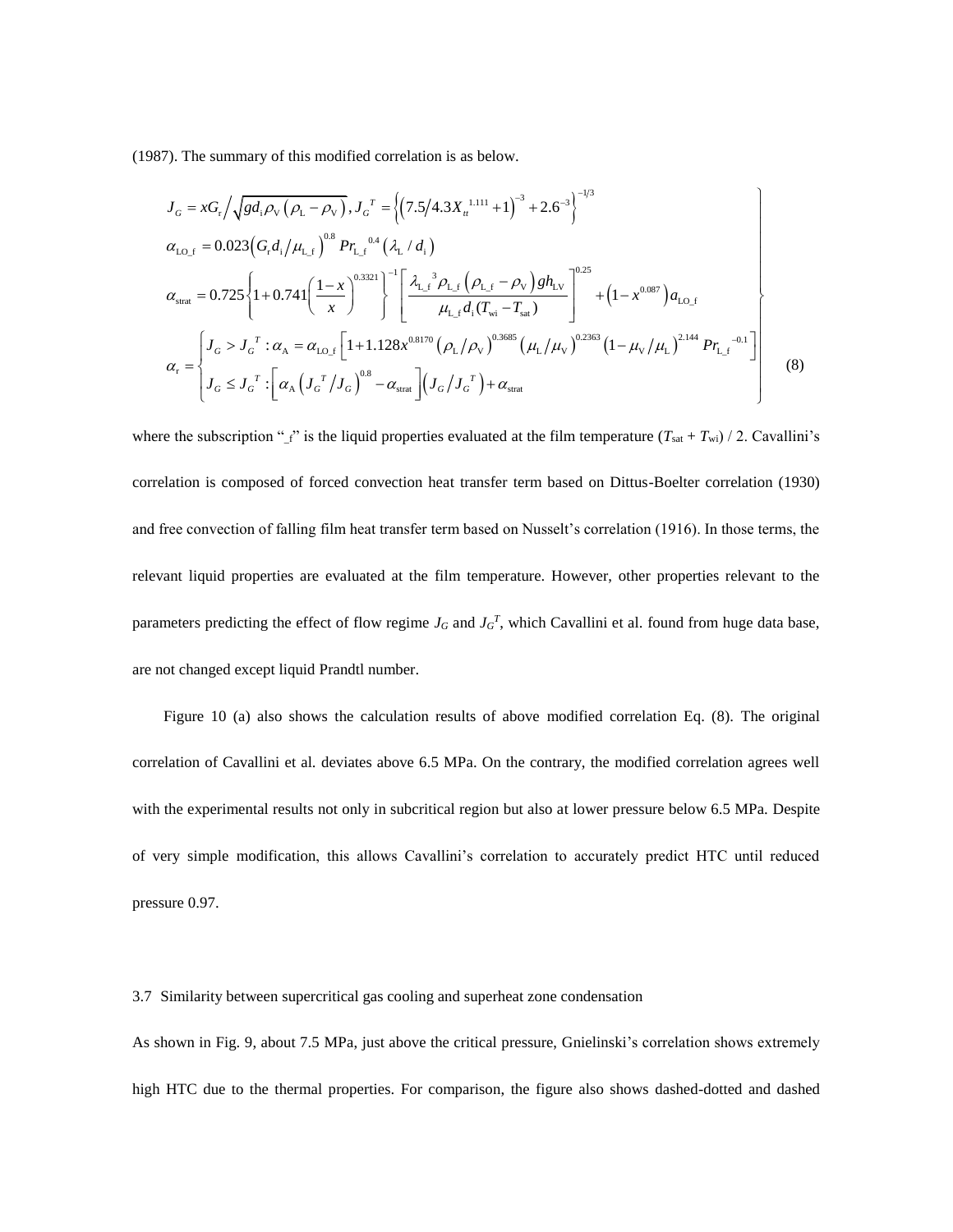(1987). The summary of this modified correlation is as below.

$$
\left.
\begin{array}{l}
J_G = xG_r \Big/ \sqrt{gd_i\rho_V\left(\rho_L-\rho_V\right)},\; J_G{}^T = \left\{\left(7.5/4.3X_{tt}{}^{1.111}+1\right)^{-3}+2.6^{-3}\right\}^{-1/3} \\
\alpha_{LO\_f} = 0.023\left(G_r d_i/\mu_{L\_f}\right)^{0.8} Pr_{L\_f}{}^{0.4}\left(\lambda_L/d_i\right) \\
\alpha_{strat} = 0.725\left\{1+0.741\left(\dfrac{1-x}{x}\right)^{0.3321}\right\}^{-1}\left[\dfrac{\lambda_{L\_f}{}^3\rho_{L\_f}\left(\rho_{L\_f}-\rho_V\right)gh_{LV}}{\mu_{L\_f}d_i(T_{wi}-T_{sat})}\right]^{0.25} + \left(1-x^{0.087}\right)a_{LO\_f} \\
\alpha_r = \begin{cases} J_G > J_G{}^T : \alpha_A = \alpha_{LO\_f}\left[1+1.128x^{0.8170}\left(\rho_L/\rho_V\right)^{0.3685}\left(\mu_L/\mu_V\right)^{0.2363}\left(1-\mu_V/\mu_L\right)^{2.144}Pr_{L\_f}{}^{-0.1}\right] \\ J_G \le J_G{}^T : \left[\alpha_A\left(J_G{}^T/J_G\right)^{0.8}-\alpha_{strat}\right]\left(J_G/J_G{}^T\right)+\alpha_{strat} \end{cases}
\end{array}
\right\} \quad (8)
$$

where the subscription "_f" is the liquid properties evaluated at the film temperature ($T_{sat}$ + $T_{wi}$) / 2. Cavallini's correlation is composed of forced convection heat transfer term based on Dittus-Boelter correlation (1930) and free convection of falling film heat transfer term based on Nusselt's correlation (1916). In those terms, the relevant liquid properties are evaluated at the film temperature. However, other properties relevant to the parameters predicting the effect of flow regime $J_G$ and $J_G{}^T$, which Cavallini et al. found from huge data base, are not changed except liquid Prandtl number.

Figure 10 (a) also shows the calculation results of above modified correlation Eq. (8). The original correlation of Cavallini et al. deviates above 6.5 MPa. On the contrary, the modified correlation agrees well with the experimental results not only in subcritical region but also at lower pressure below 6.5 MPa. Despite of very simple modification, this allows Cavallini's correlation to accurately predict HTC until reduced pressure 0.97.

### 3.7 Similarity between supercritical gas cooling and superheat zone condensation

As shown in Fig. 9, about 7.5 MPa, just above the critical pressure, Gnielinski's correlation shows extremely high HTC due to the thermal properties. For comparison, the figure also shows dashed-dotted and dashed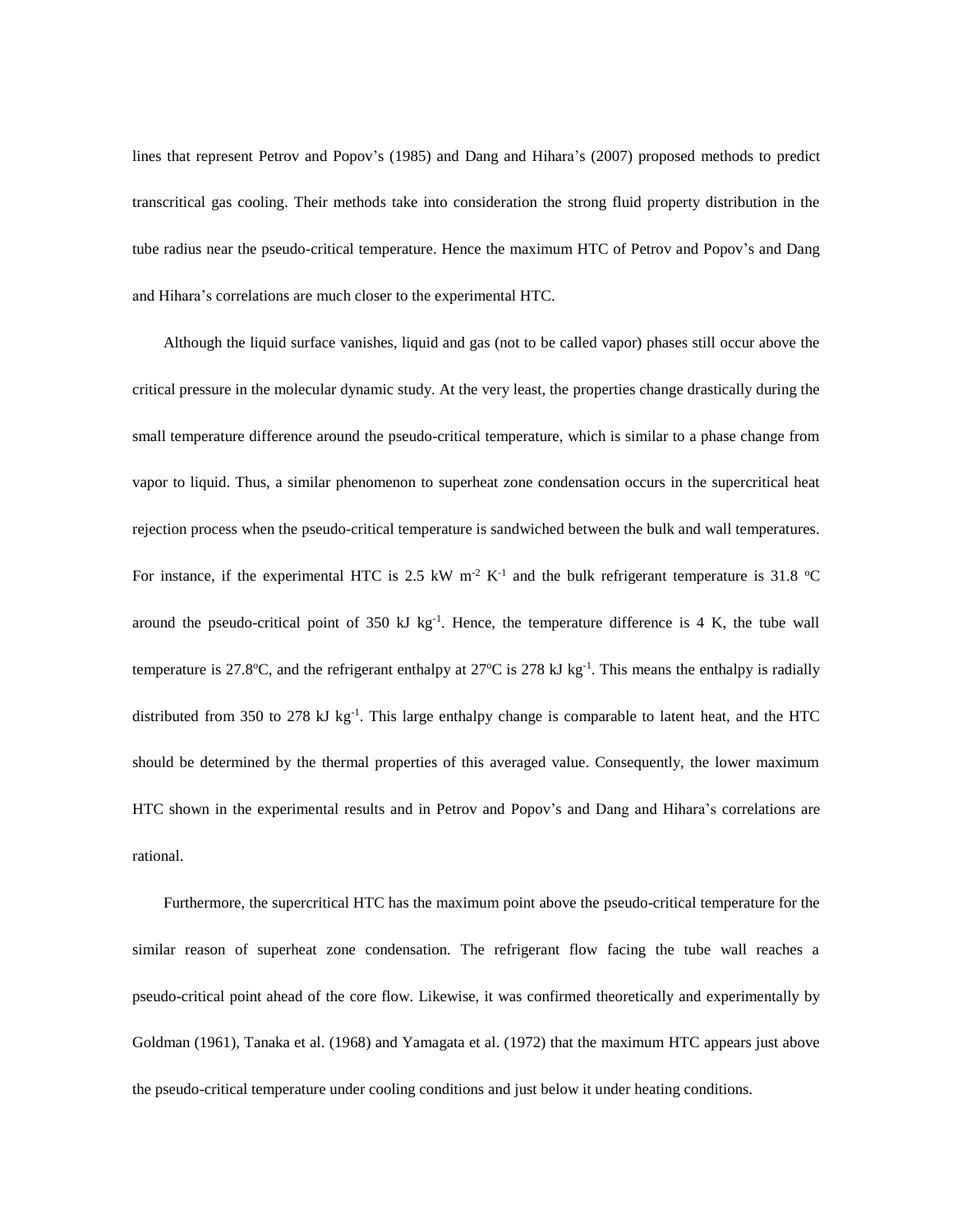lines that represent Petrov and Popov's (1985) and Dang and Hihara's (2007) proposed methods to predict transcritical gas cooling. Their methods take into consideration the strong fluid property distribution in the tube radius near the pseudo-critical temperature. Hence the maximum HTC of Petrov and Popov's and Dang and Hihara's correlations are much closer to the experimental HTC.

Although the liquid surface vanishes, liquid and gas (not to be called vapor) phases still occur above the critical pressure in the molecular dynamic study. At the very least, the properties change drastically during the small temperature difference around the pseudo-critical temperature, which is similar to a phase change from vapor to liquid. Thus, a similar phenomenon to superheat zone condensation occurs in the supercritical heat rejection process when the pseudo-critical temperature is sandwiched between the bulk and wall temperatures. For instance, if the experimental HTC is 2.5 kW $m^{-2}$ $K^{-1}$ and the bulk refrigerant temperature is 31.8 $^{o}$C around the pseudo-critical point of 350 kJ $kg^{-1}$. Hence, the temperature difference is 4 K, the tube wall temperature is 27.8$^{o}$C, and the refrigerant enthalpy at 27$^{o}$C is 278 kJ $kg^{-1}$. This means the enthalpy is radially distributed from 350 to 278 kJ $kg^{-1}$. This large enthalpy change is comparable to latent heat, and the HTC should be determined by the thermal properties of this averaged value. Consequently, the lower maximum HTC shown in the experimental results and in Petrov and Popov's and Dang and Hihara's correlations are rational.

Furthermore, the supercritical HTC has the maximum point above the pseudo-critical temperature for the similar reason of superheat zone condensation. The refrigerant flow facing the tube wall reaches a pseudo-critical point ahead of the core flow. Likewise, it was confirmed theoretically and experimentally by Goldman (1961), Tanaka et al. (1968) and Yamagata et al. (1972) that the maximum HTC appears just above the pseudo-critical temperature under cooling conditions and just below it under heating conditions.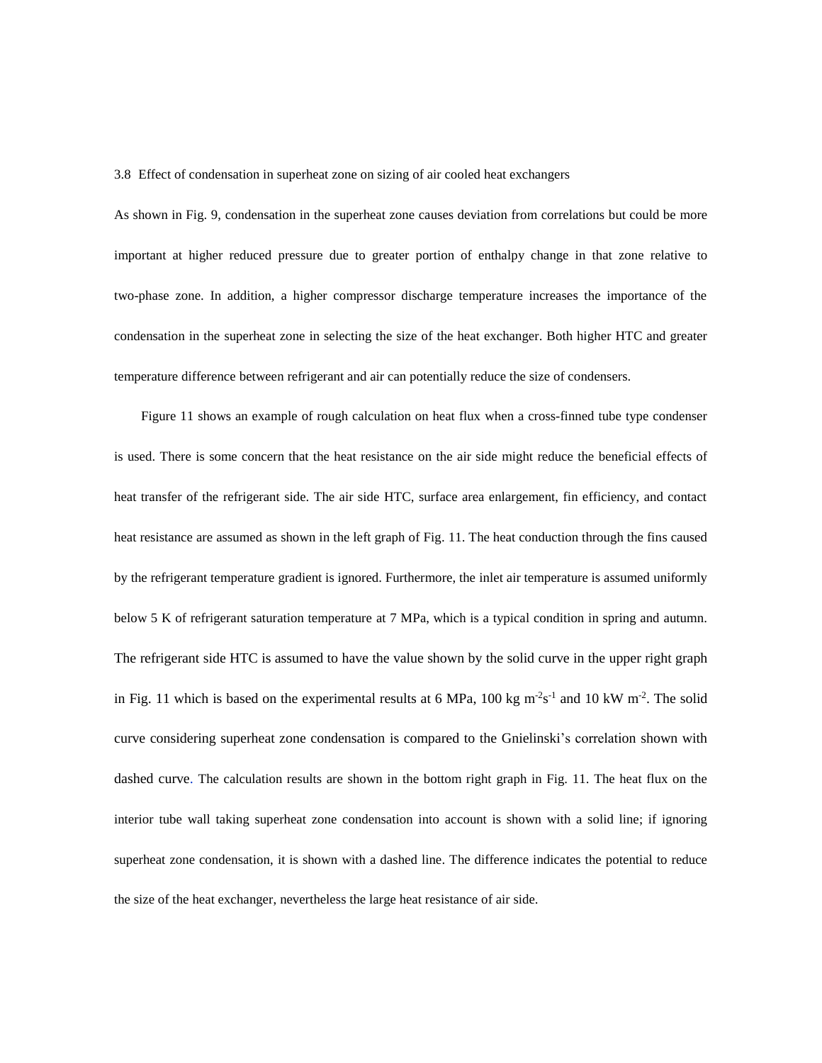### 3.8 Effect of condensation in superheat zone on sizing of air cooled heat exchangers

As shown in Fig. 9, condensation in the superheat zone causes deviation from correlations but could be more important at higher reduced pressure due to greater portion of enthalpy change in that zone relative to two-phase zone. In addition, a higher compressor discharge temperature increases the importance of the condensation in the superheat zone in selecting the size of the heat exchanger. Both higher HTC and greater temperature difference between refrigerant and air can potentially reduce the size of condensers.

Figure 11 shows an example of rough calculation on heat flux when a cross-finned tube type condenser is used. There is some concern that the heat resistance on the air side might reduce the beneficial effects of heat transfer of the refrigerant side. The air side HTC, surface area enlargement, fin efficiency, and contact heat resistance are assumed as shown in the left graph of Fig. 11. The heat conduction through the fins caused by the refrigerant temperature gradient is ignored. Furthermore, the inlet air temperature is assumed uniformly below 5 K of refrigerant saturation temperature at 7 MPa, which is a typical condition in spring and autumn. The refrigerant side HTC is assumed to have the value shown by the solid curve in the upper right graph in Fig. 11 which is based on the experimental results at 6 MPa, 100 kg $m^{-2}s^{-1}$ and 10 kW $m^{-2}$. The solid curve considering superheat zone condensation is compared to the Gnielinski's correlation shown with dashed curve. The calculation results are shown in the bottom right graph in Fig. 11. The heat flux on the interior tube wall taking superheat zone condensation into account is shown with a solid line; if ignoring superheat zone condensation, it is shown with a dashed line. The difference indicates the potential to reduce the size of the heat exchanger, nevertheless the large heat resistance of air side.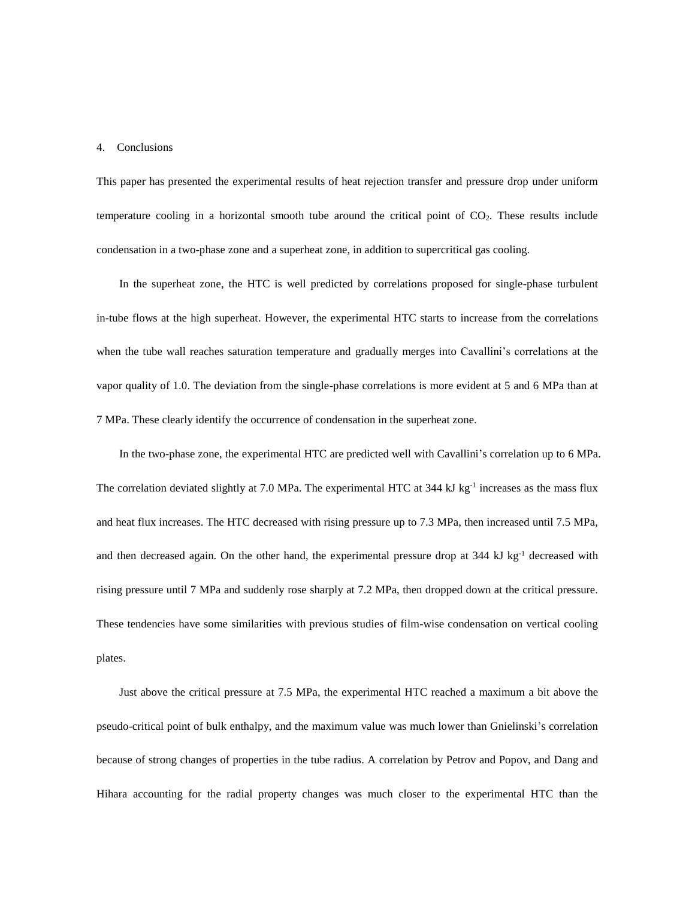## 4. Conclusions

This paper has presented the experimental results of heat rejection transfer and pressure drop under uniform temperature cooling in a horizontal smooth tube around the critical point of $CO_2$. These results include condensation in a two-phase zone and a superheat zone, in addition to supercritical gas cooling.

In the superheat zone, the HTC is well predicted by correlations proposed for single-phase turbulent in-tube flows at the high superheat. However, the experimental HTC starts to increase from the correlations when the tube wall reaches saturation temperature and gradually merges into Cavallini's correlations at the vapor quality of 1.0. The deviation from the single-phase correlations is more evident at 5 and 6 MPa than at 7 MPa. These clearly identify the occurrence of condensation in the superheat zone.

In the two-phase zone, the experimental HTC are predicted well with Cavallini's correlation up to 6 MPa. The correlation deviated slightly at 7.0 MPa. The experimental HTC at 344 kJ $kg^{-1}$ increases as the mass flux and heat flux increases. The HTC decreased with rising pressure up to 7.3 MPa, then increased until 7.5 MPa, and then decreased again. On the other hand, the experimental pressure drop at 344 kJ $kg^{-1}$ decreased with rising pressure until 7 MPa and suddenly rose sharply at 7.2 MPa, then dropped down at the critical pressure. These tendencies have some similarities with previous studies of film-wise condensation on vertical cooling plates.

Just above the critical pressure at 7.5 MPa, the experimental HTC reached a maximum a bit above the pseudo-critical point of bulk enthalpy, and the maximum value was much lower than Gnielinski's correlation because of strong changes of properties in the tube radius. A correlation by Petrov and Popov, and Dang and Hihara accounting for the radial property changes was much closer to the experimental HTC than the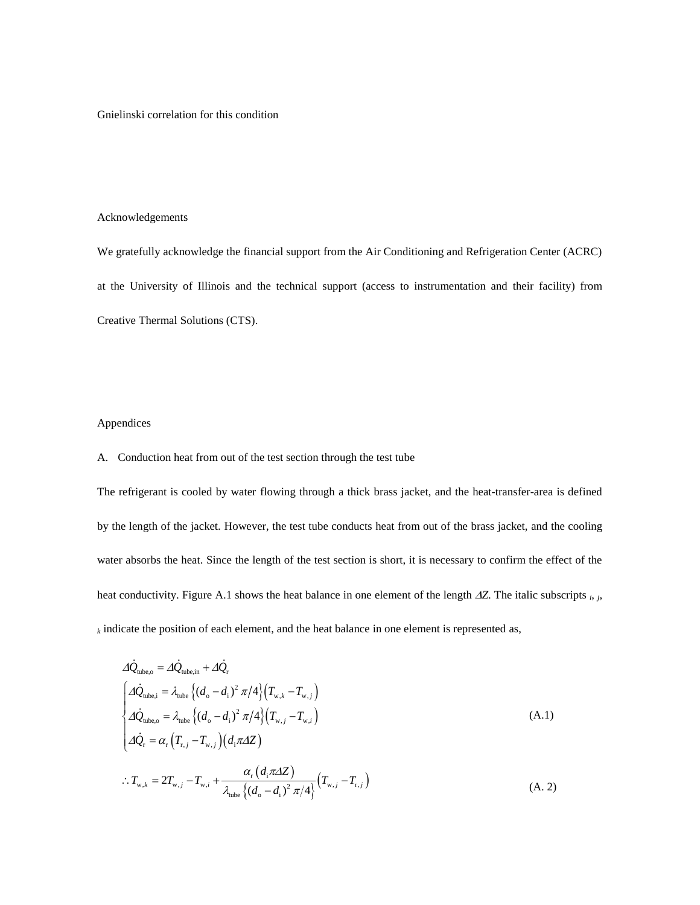Gnielinski correlation for this condition

## Acknowledgements

We gratefully acknowledge the financial support from the Air Conditioning and Refrigeration Center (ACRC) at the University of Illinois and the technical support (access to instrumentation and their facility) from Creative Thermal Solutions (CTS).

## Appendices

### A. Conduction heat from out of the test section through the test tube

The refrigerant is cooled by water flowing through a thick brass jacket, and the heat-transfer-area is defined by the length of the jacket. However, the test tube conducts heat from out of the brass jacket, and the cooling water absorbs the heat. Since the length of the test section is short, it is necessary to confirm the effect of the heat conductivity. Figure A.1 shows the heat balance in one element of the length $\Delta Z$. The italic subscripts $_i$, $_j$, $_k$ indicate the position of each element, and the heat balance in one element is represented as,

$$
\Delta \dot{Q}_{\mathrm{tube,o}} = \Delta \dot{Q}_{\mathrm{tube,in}} + \Delta \dot{Q}_{\mathrm{r}}
$$

$$
\begin{cases}
\Delta \dot{Q}_{\mathrm{tube,i}} = \lambda_{\mathrm{tube}} \left\{ (d_{\mathrm{o}} - d_{\mathrm{i}})^2 \, \pi/4 \right\} \left( T_{\mathrm{w},k} - T_{\mathrm{w},j} \right) \\
\Delta \dot{Q}_{\mathrm{tube,o}} = \lambda_{\mathrm{tube}} \left\{ (d_{\mathrm{o}} - d_{\mathrm{i}})^2 \, \pi/4 \right\} \left( T_{\mathrm{w},j} - T_{\mathrm{w},i} \right) \\
\Delta \dot{Q}_{\mathrm{r}} = \alpha_{\mathrm{r}} \left( T_{\mathrm{r},j} - T_{\mathrm{w},j} \right) \left( d_{\mathrm{i}} \pi \Delta Z \right)
\end{cases}
\tag{A.1}
$$

$$
\therefore T_{\mathrm{w},k} = 2T_{\mathrm{w},j} - T_{\mathrm{w},i} + \frac{\alpha_{\mathrm{r}} \left( d_{\mathrm{i}} \pi \Delta Z \right)}{\lambda_{\mathrm{tube}} \left\{ (d_{\mathrm{o}} - d_{\mathrm{i}})^2 \, \pi/4 \right\}} \left( T_{\mathrm{w},j} - T_{\mathrm{r},j} \right)
\tag{A. 2}
$$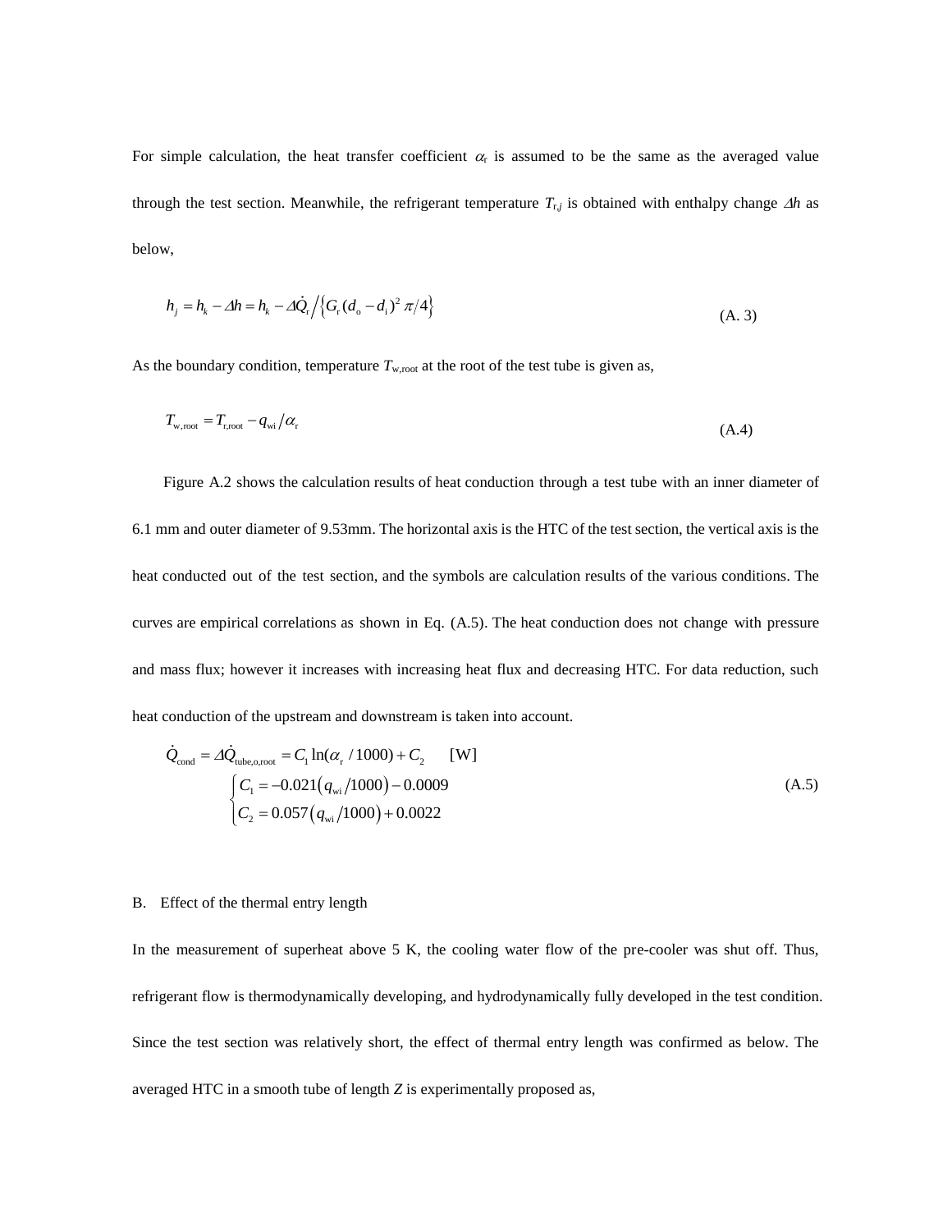For simple calculation, the heat transfer coefficient $\alpha_r$ is assumed to be the same as the averaged value through the test section. Meanwhile, the refrigerant temperature $T_{r,j}$ is obtained with enthalpy change $\Delta h$ as below,

$$h_j = h_k - \Delta h = h_k - \Delta\dot{Q}_r \Big/ \left\{ G_r (d_o - d_i)^2 \, \pi/4 \right\} \tag{A. 3}$$

As the boundary condition, temperature $T_{w,root}$ at the root of the test tube is given as,

$$T_{w,root} = T_{r,root} - q_{wi} / \alpha_r \tag{A.4}$$

Figure A.2 shows the calculation results of heat conduction through a test tube with an inner diameter of 6.1 mm and outer diameter of 9.53mm. The horizontal axis is the HTC of the test section, the vertical axis is the heat conducted out of the test section, and the symbols are calculation results of the various conditions. The curves are empirical correlations as shown in Eq. (A.5). The heat conduction does not change with pressure and mass flux; however it increases with increasing heat flux and decreasing HTC. For data reduction, such heat conduction of the upstream and downstream is taken into account.

$$\dot{Q}_{cond} = \Delta\dot{Q}_{tube,o,root} = C_1 \ln(\alpha_r / 1000) + C_2 \quad [\text{W}]$$
$$\begin{cases} C_1 = -0.021\left(q_{wi}/1000\right) - 0.0009 \\ C_2 = 0.057\left(q_{wi}/1000\right) + 0.0022 \end{cases} \tag{A.5}$$

B. Effect of the thermal entry length

In the measurement of superheat above 5 K, the cooling water flow of the pre-cooler was shut off. Thus, refrigerant flow is thermodynamically developing, and hydrodynamically fully developed in the test condition. Since the test section was relatively short, the effect of thermal entry length was confirmed as below. The averaged HTC in a smooth tube of length $Z$ is experimentally proposed as,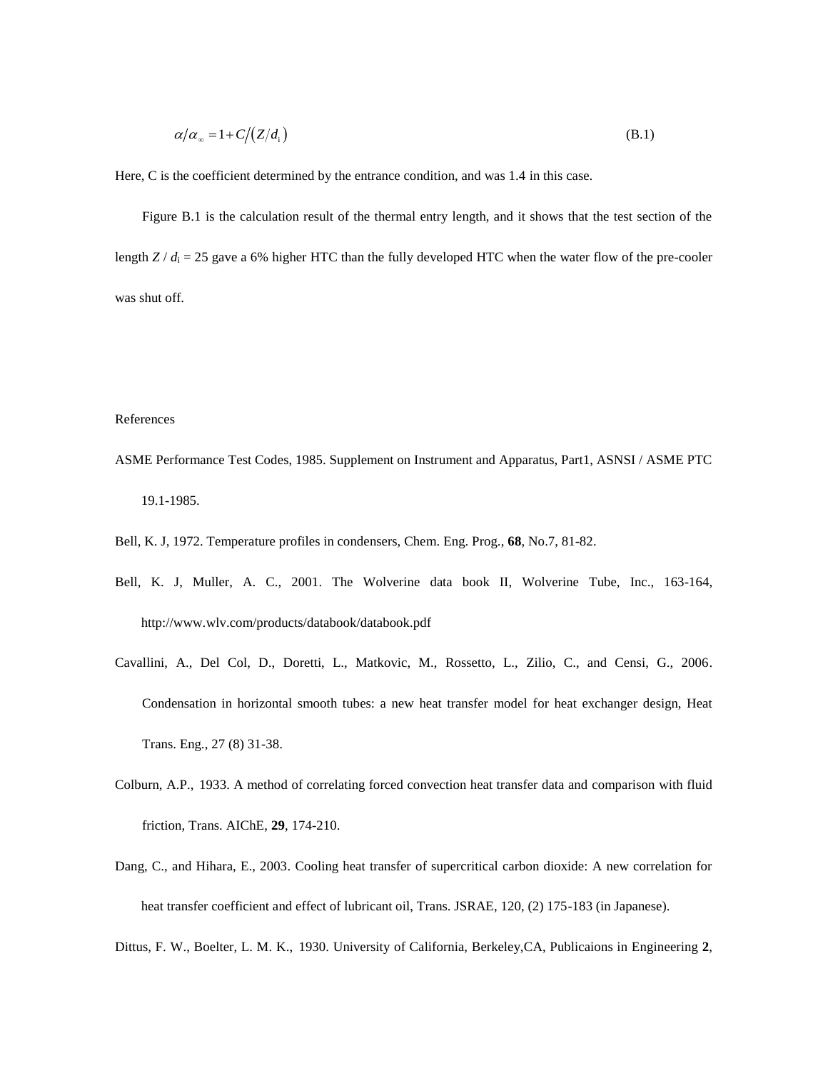$$\alpha / \alpha_{\infty} = 1 + C / \left( Z / d_{\mathrm{i}} \right) \tag{B.1}$$

Here, C is the coefficient determined by the entrance condition, and was 1.4 in this case.

Figure B.1 is the calculation result of the thermal entry length, and it shows that the test section of the length $Z / d_{\mathrm{i}} = 25$ gave a 6% higher HTC than the fully developed HTC when the water flow of the pre-cooler was shut off.

References

ASME Performance Test Codes, 1985. Supplement on Instrument and Apparatus, Part1, ASNSI / ASME PTC 19.1-1985.

Bell, K. J, 1972. Temperature profiles in condensers, Chem. Eng. Prog., **68**, No.7, 81-82.

Bell, K. J, Muller, A. C., 2001. The Wolverine data book II, Wolverine Tube, Inc., 163-164, http://www.wlv.com/products/databook/databook.pdf

Cavallini, A., Del Col, D., Doretti, L., Matkovic, M., Rossetto, L., Zilio, C., and Censi, G., 2006. Condensation in horizontal smooth tubes: a new heat transfer model for heat exchanger design, Heat Trans. Eng., 27 (8) 31-38.

Colburn, A.P., 1933. A method of correlating forced convection heat transfer data and comparison with fluid friction, Trans. AIChE, **29**, 174-210.

Dang, C., and Hihara, E., 2003. Cooling heat transfer of supercritical carbon dioxide: A new correlation for heat transfer coefficient and effect of lubricant oil, Trans. JSRAE, 120, (2) 175-183 (in Japanese).

Dittus, F. W., Boelter, L. M. K., 1930. University of California, Berkeley,CA, Publicaions in Engineering **2**,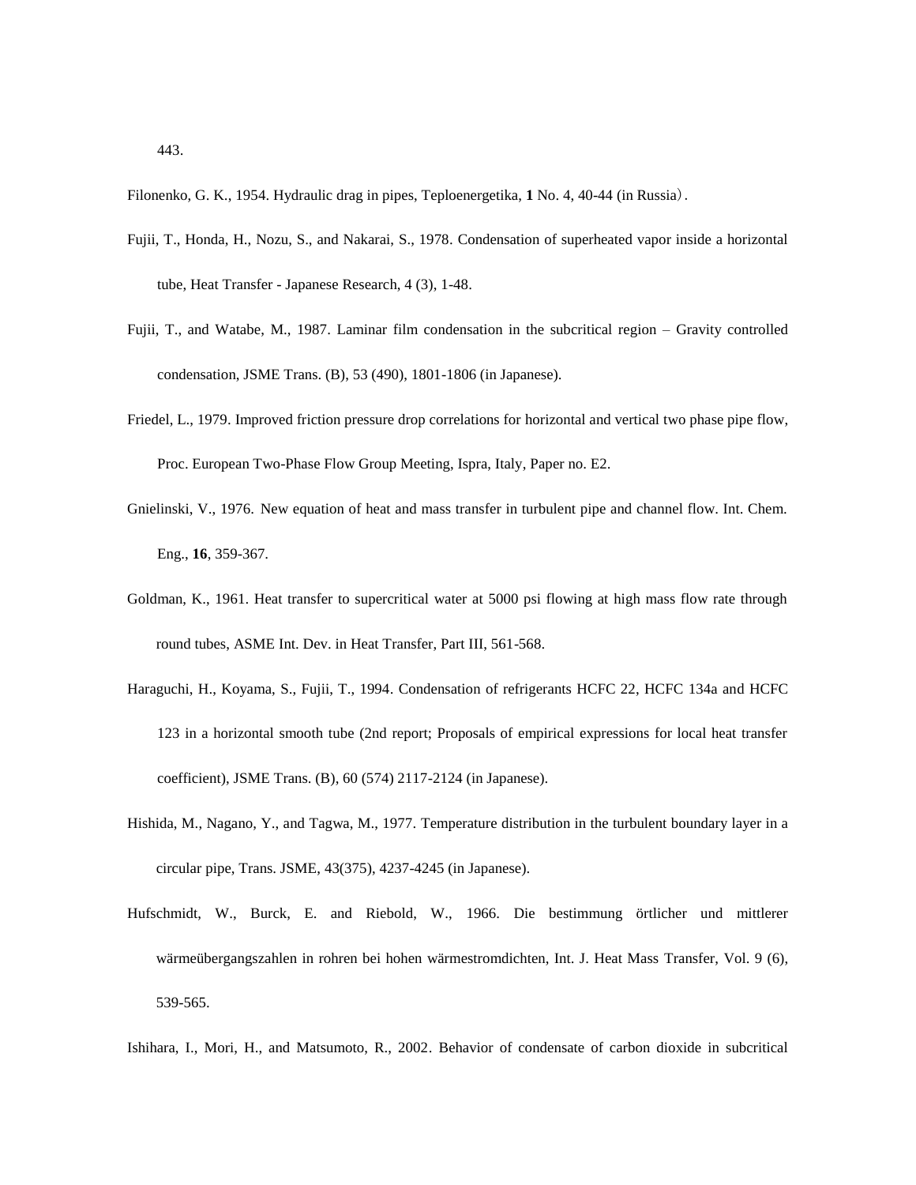443.

Filonenko, G. K., 1954. Hydraulic drag in pipes, Teploenergetika, **1** No. 4, 40-44 (in Russia).

Fujii, T., Honda, H., Nozu, S., and Nakarai, S., 1978. Condensation of superheated vapor inside a horizontal tube, Heat Transfer - Japanese Research, 4 (3), 1-48.

Fujii, T., and Watabe, M., 1987. Laminar film condensation in the subcritical region – Gravity controlled condensation, JSME Trans. (B), 53 (490), 1801-1806 (in Japanese).

Friedel, L., 1979. Improved friction pressure drop correlations for horizontal and vertical two phase pipe flow, Proc. European Two-Phase Flow Group Meeting, Ispra, Italy, Paper no. E2.

Gnielinski, V., 1976. New equation of heat and mass transfer in turbulent pipe and channel flow. Int. Chem. Eng., **16**, 359-367.

Goldman, K., 1961. Heat transfer to supercritical water at 5000 psi flowing at high mass flow rate through round tubes, ASME Int. Dev. in Heat Transfer, Part III, 561-568.

Haraguchi, H., Koyama, S., Fujii, T., 1994. Condensation of refrigerants HCFC 22, HCFC 134a and HCFC 123 in a horizontal smooth tube (2nd report; Proposals of empirical expressions for local heat transfer coefficient), JSME Trans. (B), 60 (574) 2117-2124 (in Japanese).

Hishida, M., Nagano, Y., and Tagwa, M., 1977. Temperature distribution in the turbulent boundary layer in a circular pipe, Trans. JSME, 43(375), 4237-4245 (in Japanese).

Hufschmidt, W., Burck, E. and Riebold, W., 1966. Die bestimmung örtlicher und mittlerer wärmeübergangszahlen in rohren bei hohen wärmestromdichten, Int. J. Heat Mass Transfer, Vol. 9 (6), 539-565.

Ishihara, I., Mori, H., and Matsumoto, R., 2002. Behavior of condensate of carbon dioxide in subcritical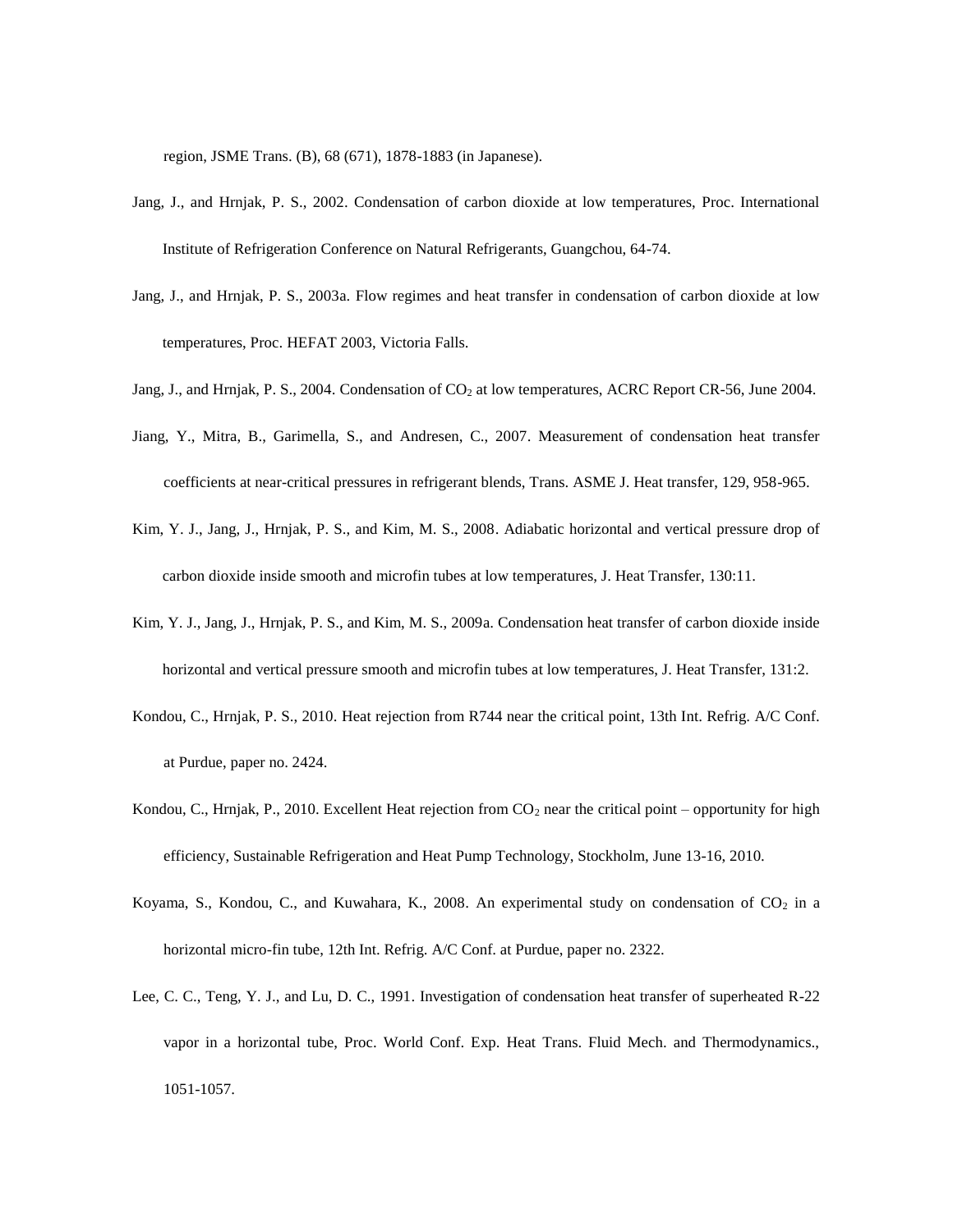region, JSME Trans. (B), 68 (671), 1878-1883 (in Japanese).

Jang, J., and Hrnjak, P. S., 2002. Condensation of carbon dioxide at low temperatures, Proc. International Institute of Refrigeration Conference on Natural Refrigerants, Guangchou, 64-74.

Jang, J., and Hrnjak, P. S., 2003a. Flow regimes and heat transfer in condensation of carbon dioxide at low temperatures, Proc. HEFAT 2003, Victoria Falls.

Jang, J., and Hrnjak, P. S., 2004. Condensation of $CO_2$ at low temperatures, ACRC Report CR-56, June 2004.

Jiang, Y., Mitra, B., Garimella, S., and Andresen, C., 2007. Measurement of condensation heat transfer coefficients at near-critical pressures in refrigerant blends, Trans. ASME J. Heat transfer, 129, 958-965.

Kim, Y. J., Jang, J., Hrnjak, P. S., and Kim, M. S., 2008. Adiabatic horizontal and vertical pressure drop of carbon dioxide inside smooth and microfin tubes at low temperatures, J. Heat Transfer, 130:11.

Kim, Y. J., Jang, J., Hrnjak, P. S., and Kim, M. S., 2009a. Condensation heat transfer of carbon dioxide inside horizontal and vertical pressure smooth and microfin tubes at low temperatures, J. Heat Transfer, 131:2.

Kondou, C., Hrnjak, P. S., 2010. Heat rejection from R744 near the critical point, 13th Int. Refrig. A/C Conf. at Purdue, paper no. 2424.

Kondou, C., Hrnjak, P., 2010. Excellent Heat rejection from $CO_2$ near the critical point – opportunity for high efficiency, Sustainable Refrigeration and Heat Pump Technology, Stockholm, June 13-16, 2010.

Koyama, S., Kondou, C., and Kuwahara, K., 2008. An experimental study on condensation of $CO_2$ in a horizontal micro-fin tube, 12th Int. Refrig. A/C Conf. at Purdue, paper no. 2322.

Lee, C. C., Teng, Y. J., and Lu, D. C., 1991. Investigation of condensation heat transfer of superheated R-22 vapor in a horizontal tube, Proc. World Conf. Exp. Heat Trans. Fluid Mech. and Thermodynamics., 1051-1057.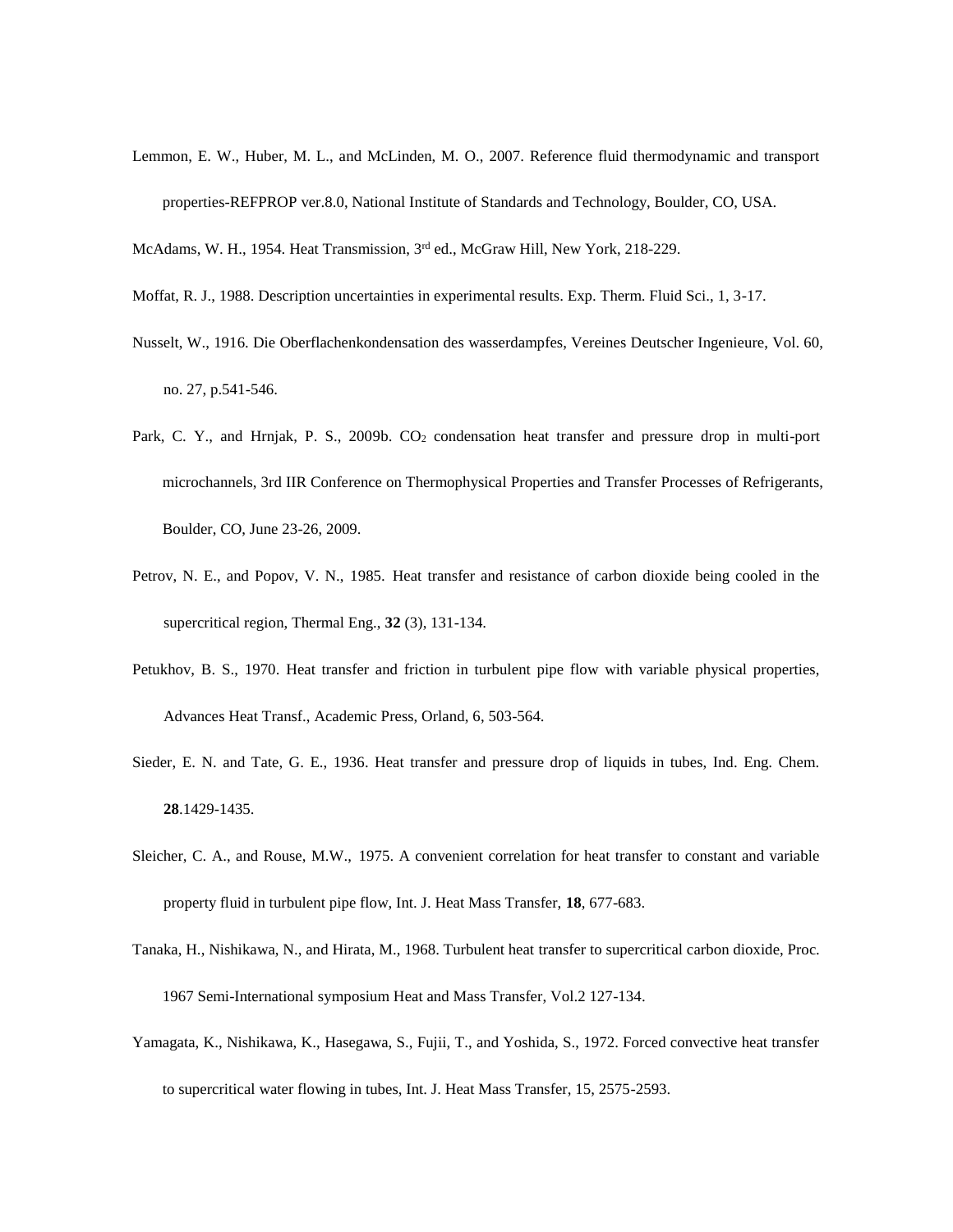Lemmon, E. W., Huber, M. L., and McLinden, M. O., 2007. Reference fluid thermodynamic and transport properties-REFPROP ver.8.0, National Institute of Standards and Technology, Boulder, CO, USA.

McAdams, W. H., 1954. Heat Transmission, 3rd ed., McGraw Hill, New York, 218-229.

Moffat, R. J., 1988. Description uncertainties in experimental results. Exp. Therm. Fluid Sci., 1, 3-17.

Nusselt, W., 1916. Die Oberflachenkondensation des wasserdampfes, Vereines Deutscher Ingenieure, Vol. 60, no. 27, p.541-546.

Park, C. Y., and Hrnjak, P. S., 2009b. $CO_2$ condensation heat transfer and pressure drop in multi-port microchannels, 3rd IIR Conference on Thermophysical Properties and Transfer Processes of Refrigerants, Boulder, CO, June 23-26, 2009.

Petrov, N. E., and Popov, V. N., 1985. Heat transfer and resistance of carbon dioxide being cooled in the supercritical region, Thermal Eng., **32** (3), 131-134.

Petukhov, B. S., 1970. Heat transfer and friction in turbulent pipe flow with variable physical properties, Advances Heat Transf., Academic Press, Orland, 6, 503-564.

Sieder, E. N. and Tate, G. E., 1936. Heat transfer and pressure drop of liquids in tubes, Ind. Eng. Chem. **28**.1429-1435.

Sleicher, C. A., and Rouse, M.W., 1975. A convenient correlation for heat transfer to constant and variable property fluid in turbulent pipe flow, Int. J. Heat Mass Transfer, **18**, 677-683.

Tanaka, H., Nishikawa, N., and Hirata, M., 1968. Turbulent heat transfer to supercritical carbon dioxide, Proc. 1967 Semi-International symposium Heat and Mass Transfer, Vol.2 127-134.

Yamagata, K., Nishikawa, K., Hasegawa, S., Fujii, T., and Yoshida, S., 1972. Forced convective heat transfer to supercritical water flowing in tubes, Int. J. Heat Mass Transfer, 15, 2575-2593.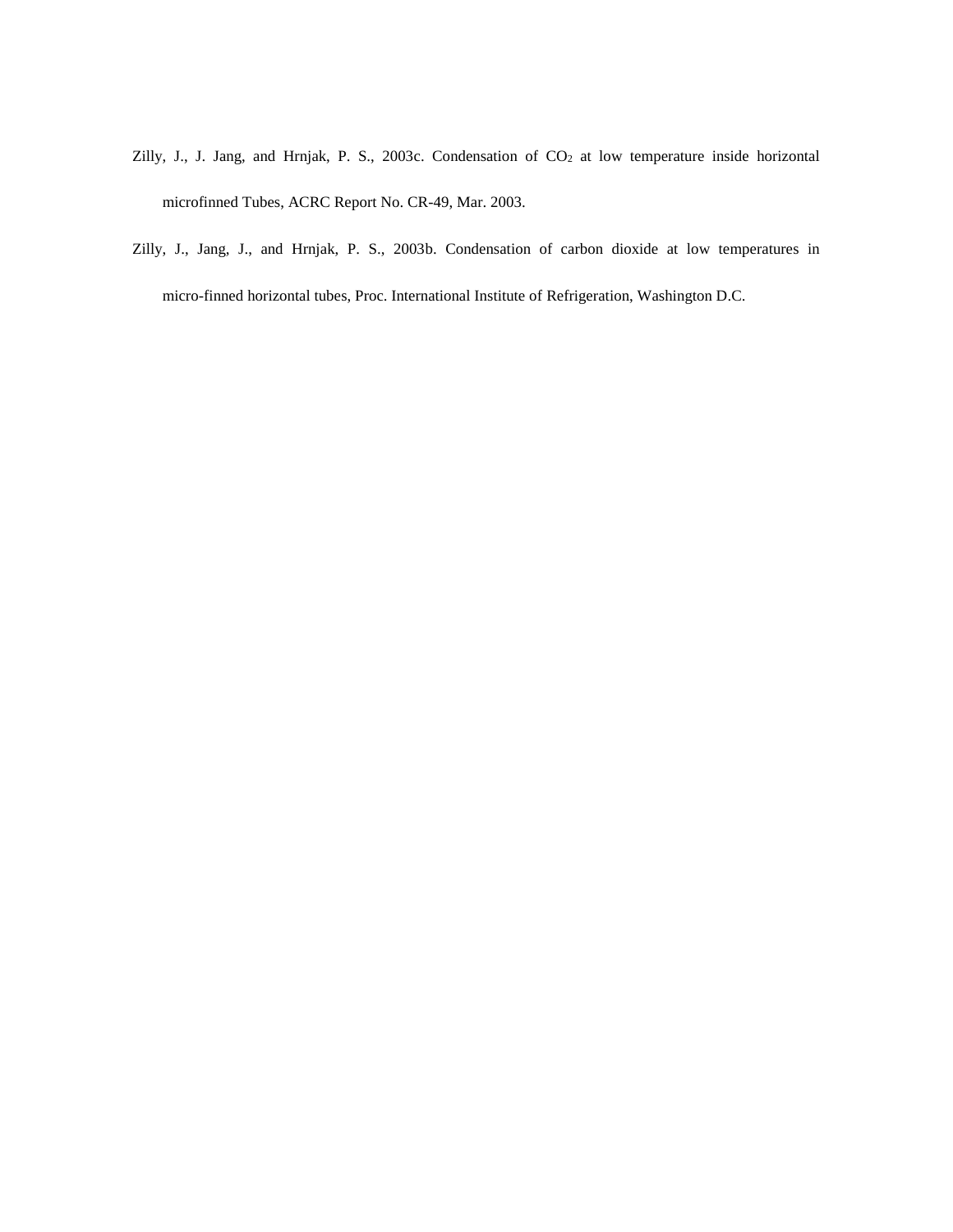Zilly, J., J. Jang, and Hrnjak, P. S., 2003c. Condensation of $CO_2$ at low temperature inside horizontal microfinned Tubes, ACRC Report No. CR-49, Mar. 2003.

Zilly, J., Jang, J., and Hrnjak, P. S., 2003b. Condensation of carbon dioxide at low temperatures in micro-finned horizontal tubes, Proc. International Institute of Refrigeration, Washington D.C.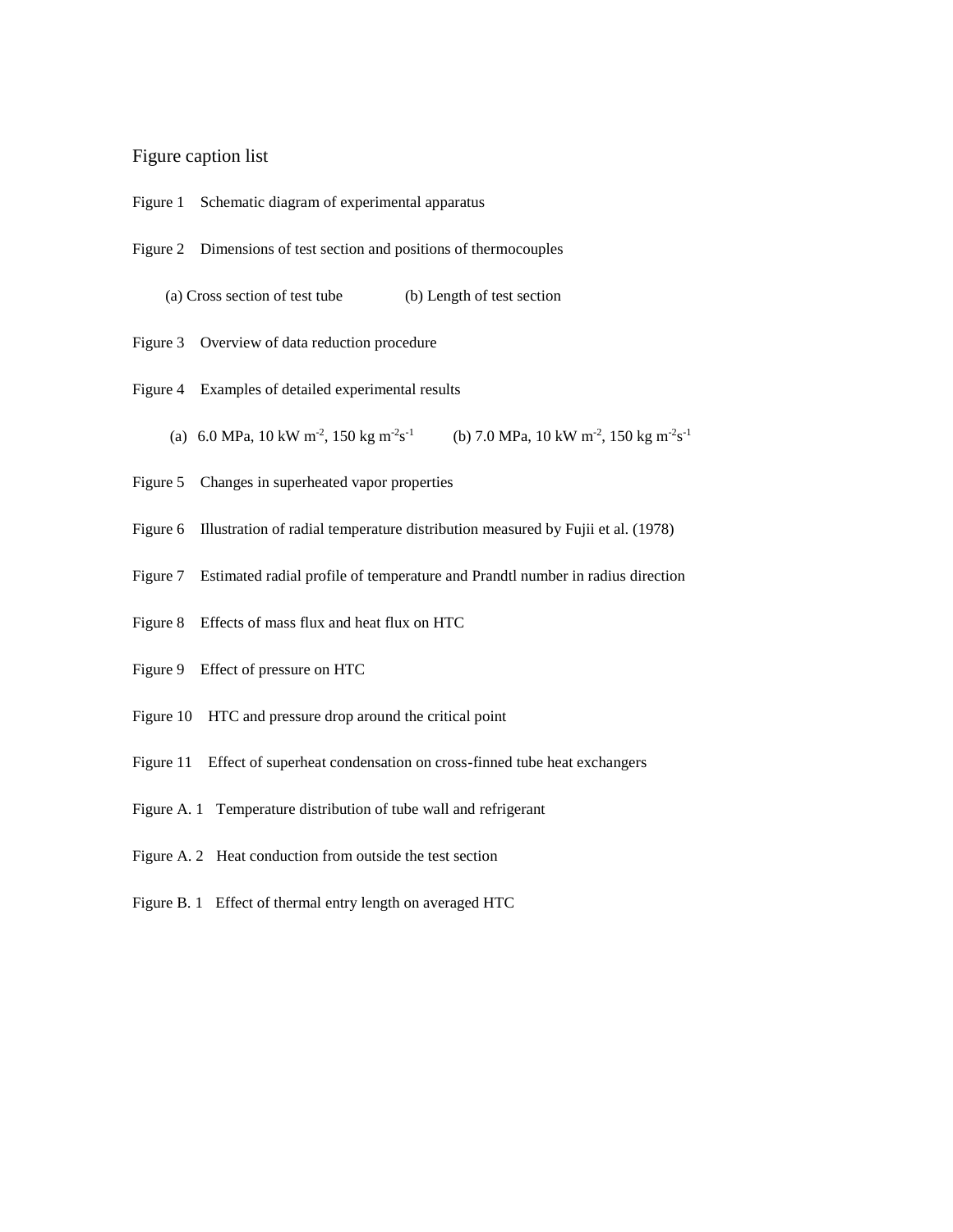Figure caption list

Figure 1 Schematic diagram of experimental apparatus

Figure 2 Dimensions of test section and positions of thermocouples

(a) Cross section of test tube (b) Length of test section

Figure 3 Overview of data reduction procedure

Figure 4 Examples of detailed experimental results

(a) 6.0 MPa, 10 kW $m^{-2}$, 150 kg $m^{-2}s^{-1}$ (b) 7.0 MPa, 10 kW $m^{-2}$, 150 kg $m^{-2}s^{-1}$

Figure 5 Changes in superheated vapor properties

Figure 6 Illustration of radial temperature distribution measured by Fujii et al. (1978)

Figure 7 Estimated radial profile of temperature and Prandtl number in radius direction

Figure 8 Effects of mass flux and heat flux on HTC

Figure 9 Effect of pressure on HTC

Figure 10 HTC and pressure drop around the critical point

Figure 11 Effect of superheat condensation on cross-finned tube heat exchangers

Figure A. 1 Temperature distribution of tube wall and refrigerant

Figure A. 2 Heat conduction from outside the test section

Figure B. 1 Effect of thermal entry length on averaged HTC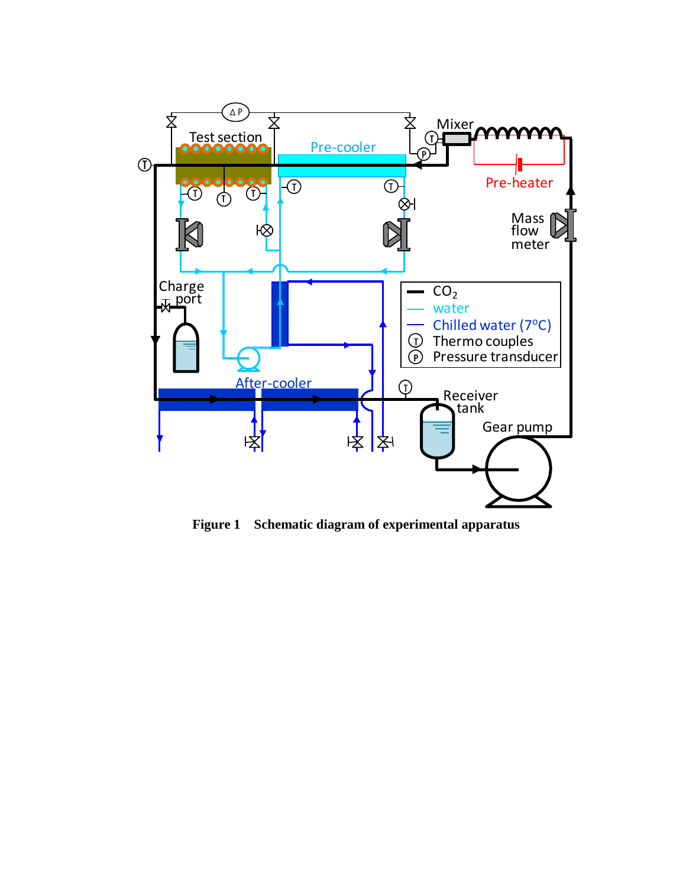**Figure 1 Schematic diagram of experimental apparatus**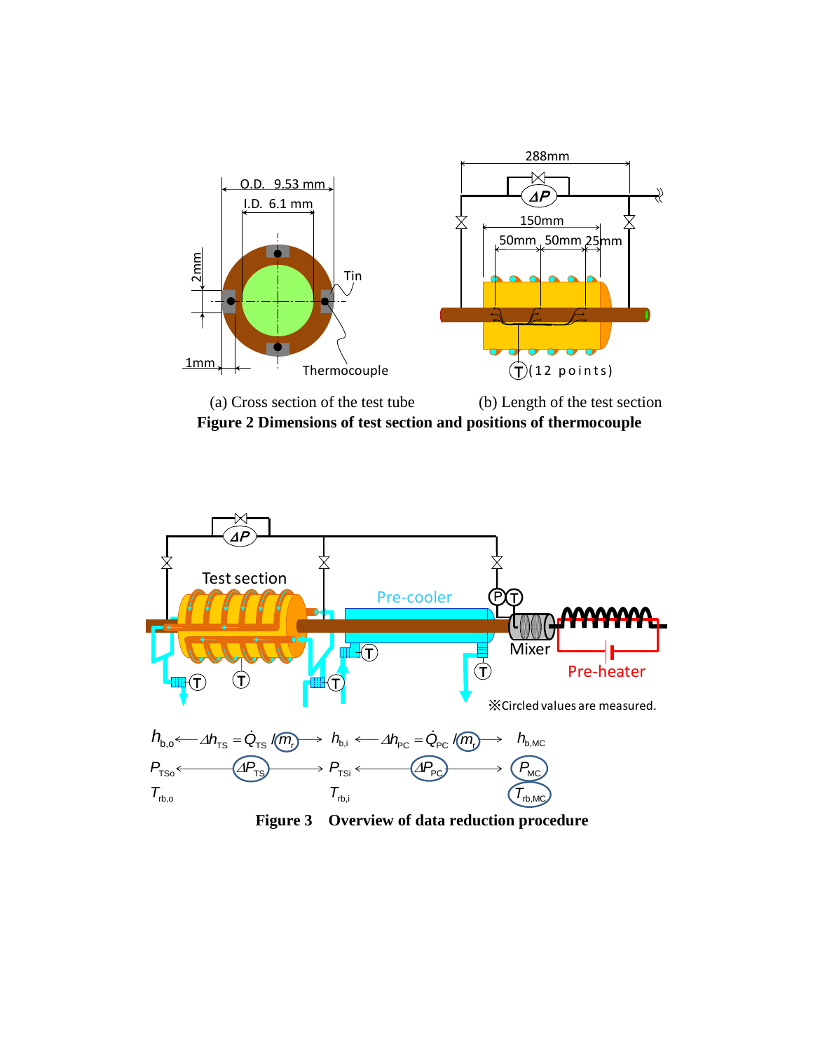(a) Cross section of the test tube (b) Length of the test section

**Figure 2 Dimensions of test section and positions of thermocouple**

**Figure 3 Overview of data reduction procedure**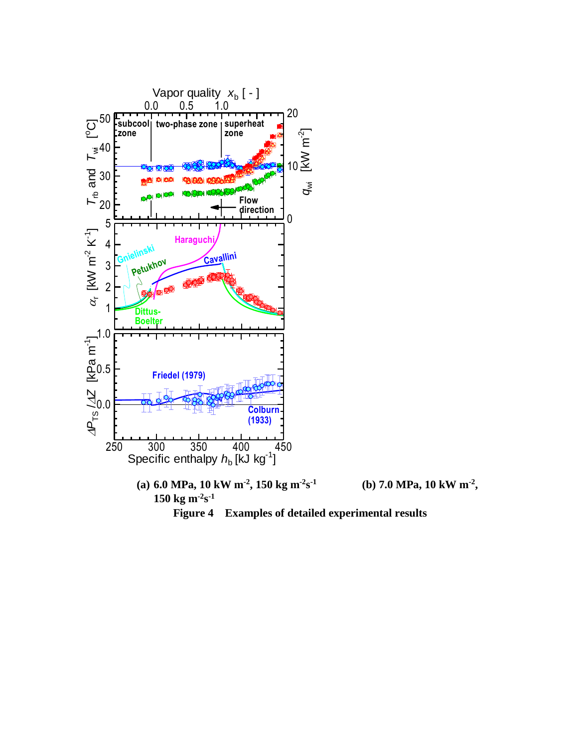(a) 6.0 MPa, 10 kW m$^{-2}$, 150 kg m$^{-2}$s$^{-1}$

(b) 7.0 MPa, 10 kW m$^{-2}$, 150 kg m$^{-2}$s$^{-1}$

**Figure 4 Examples of detailed experimental results**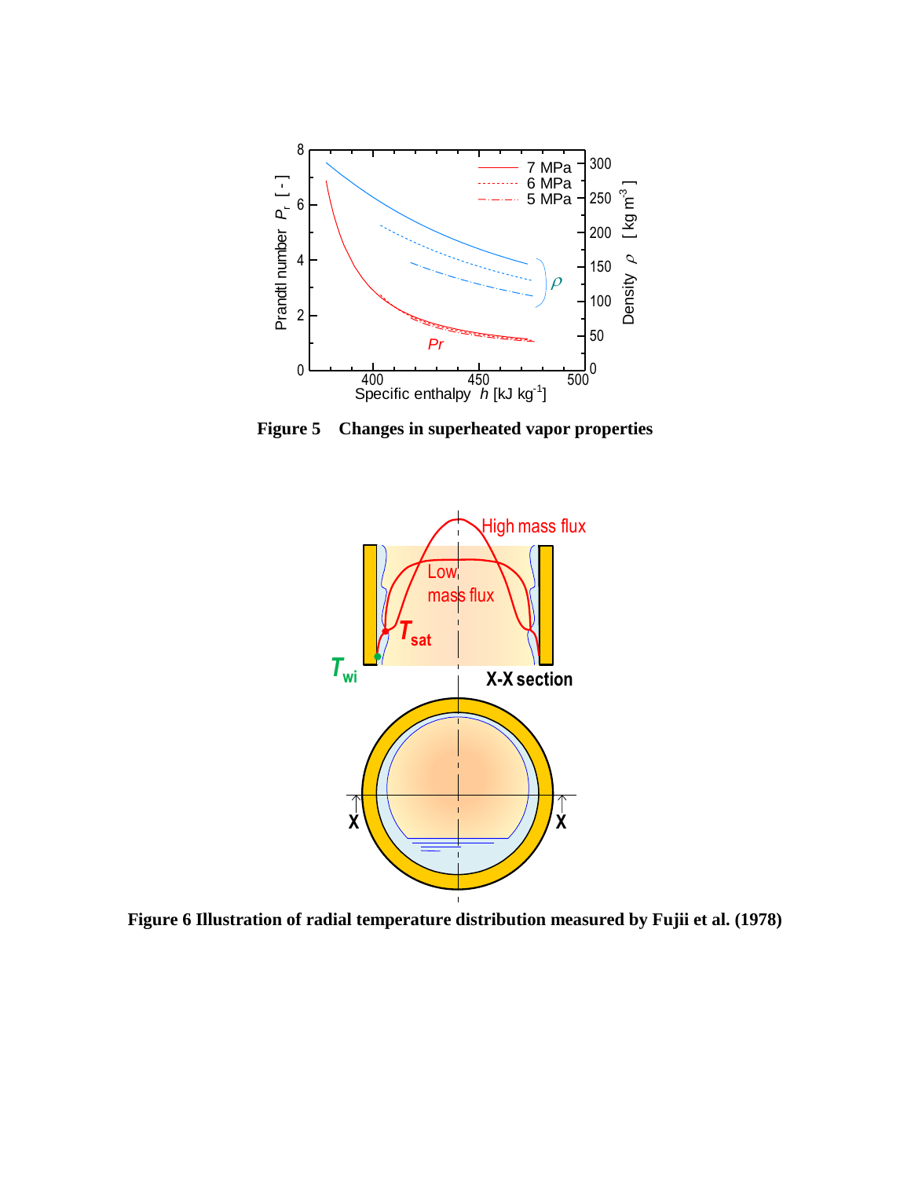**Figure 5 Changes in superheated vapor properties**

**Figure 6 Illustration of radial temperature distribution measured by Fujii et al. (1978)**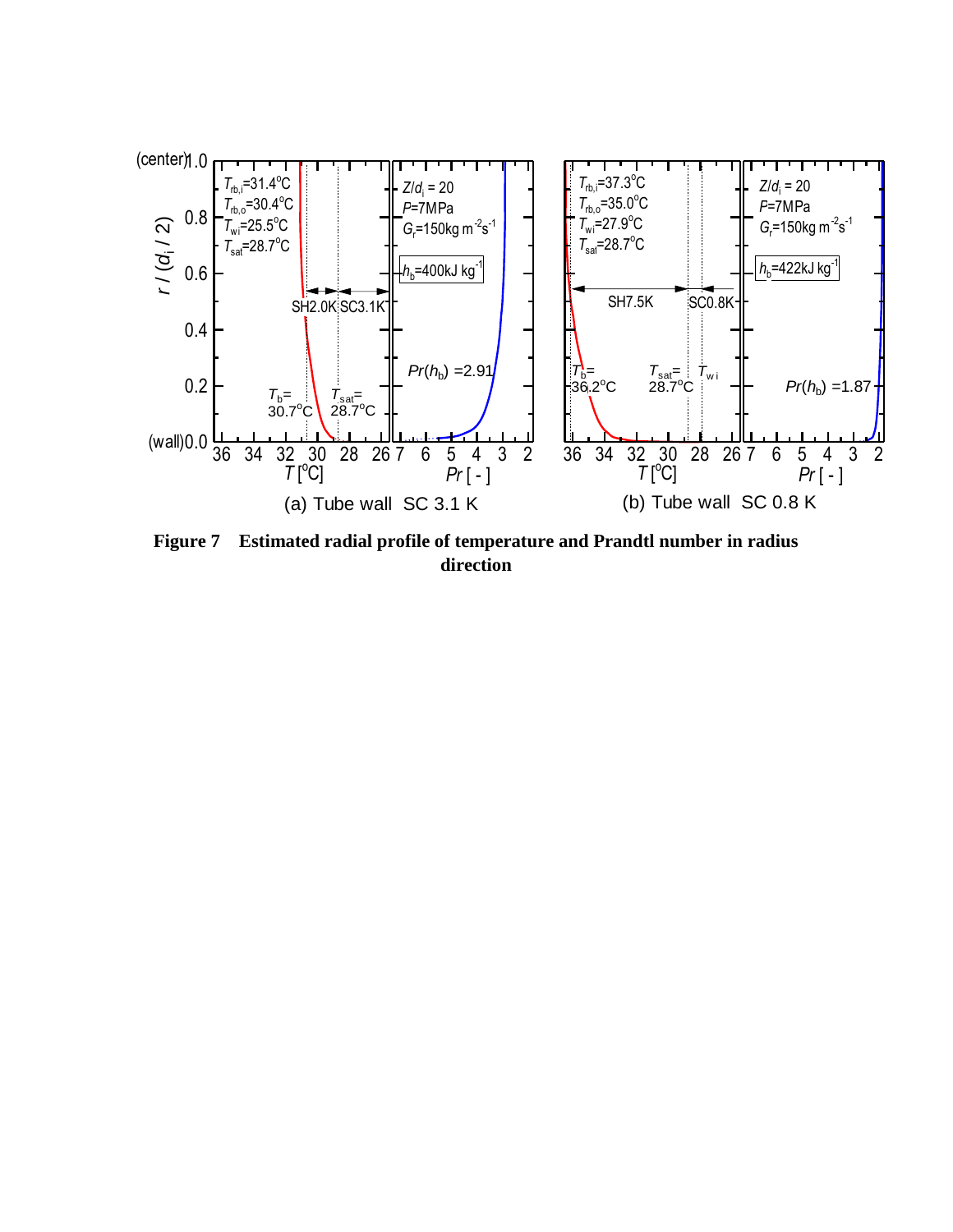**Figure 7　Estimated radial profile of temperature and Prandtl number in radius direction**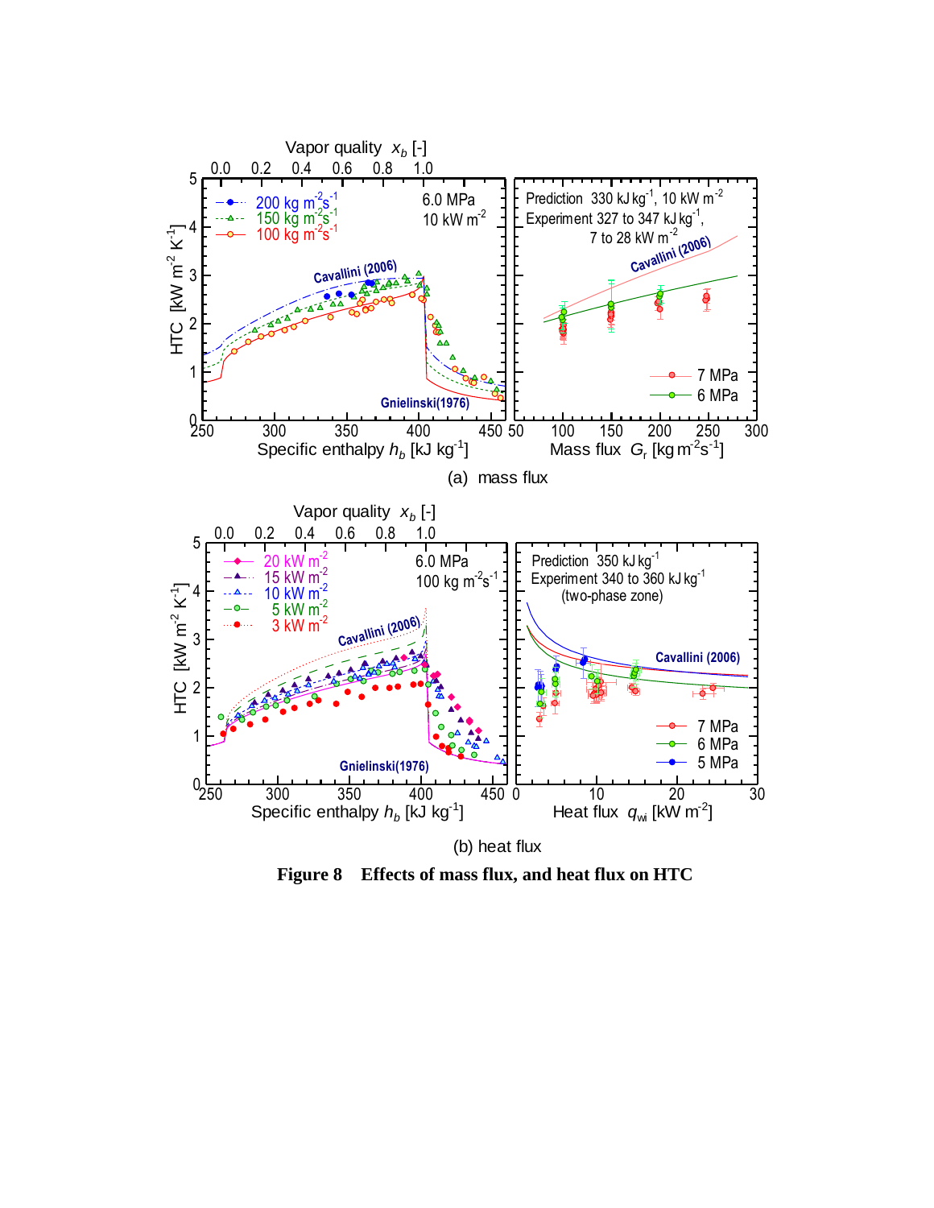(a) mass flux

(b) heat flux

**Figure 8 Effects of mass flux, and heat flux on HTC**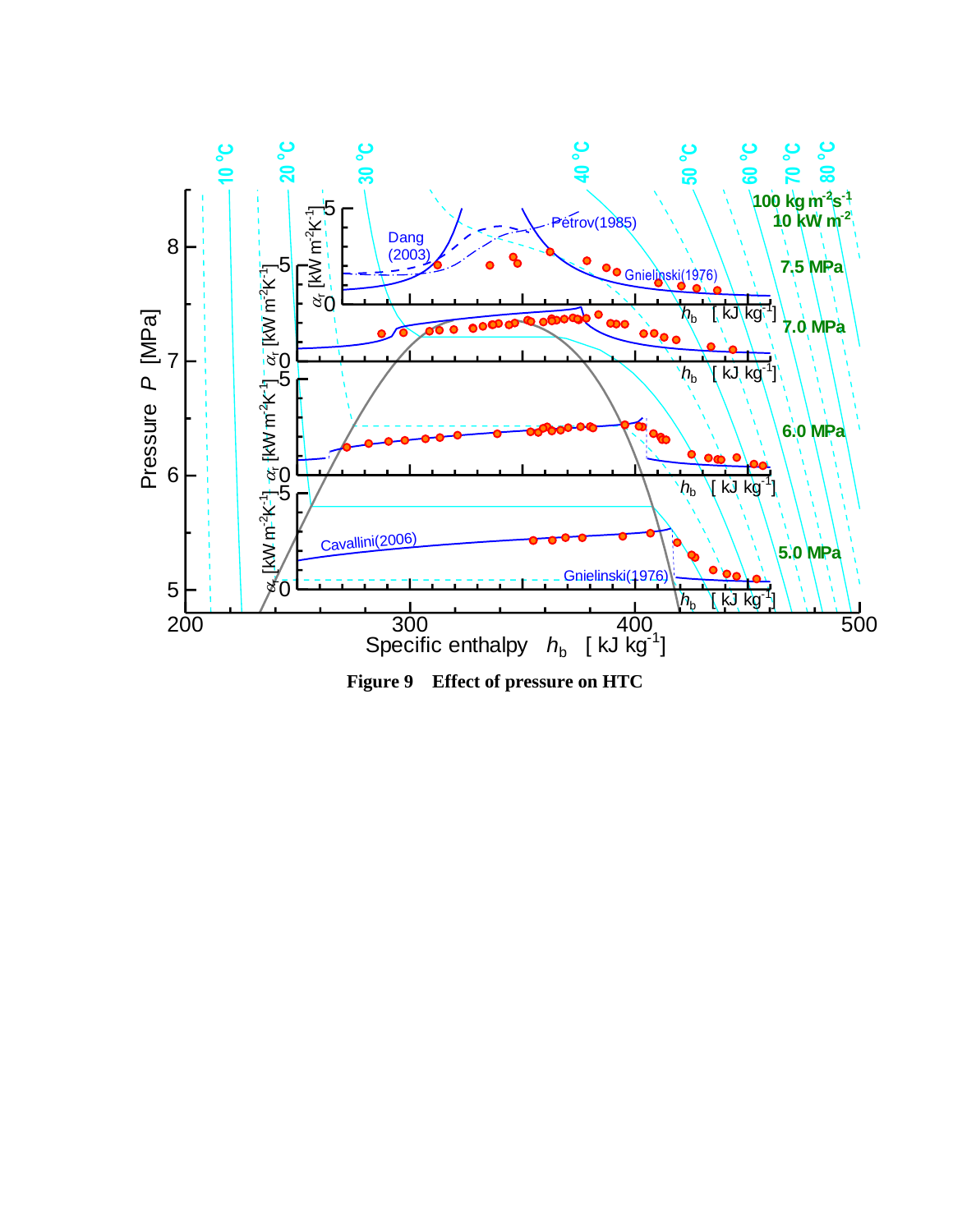**Figure 9 Effect of pressure on HTC**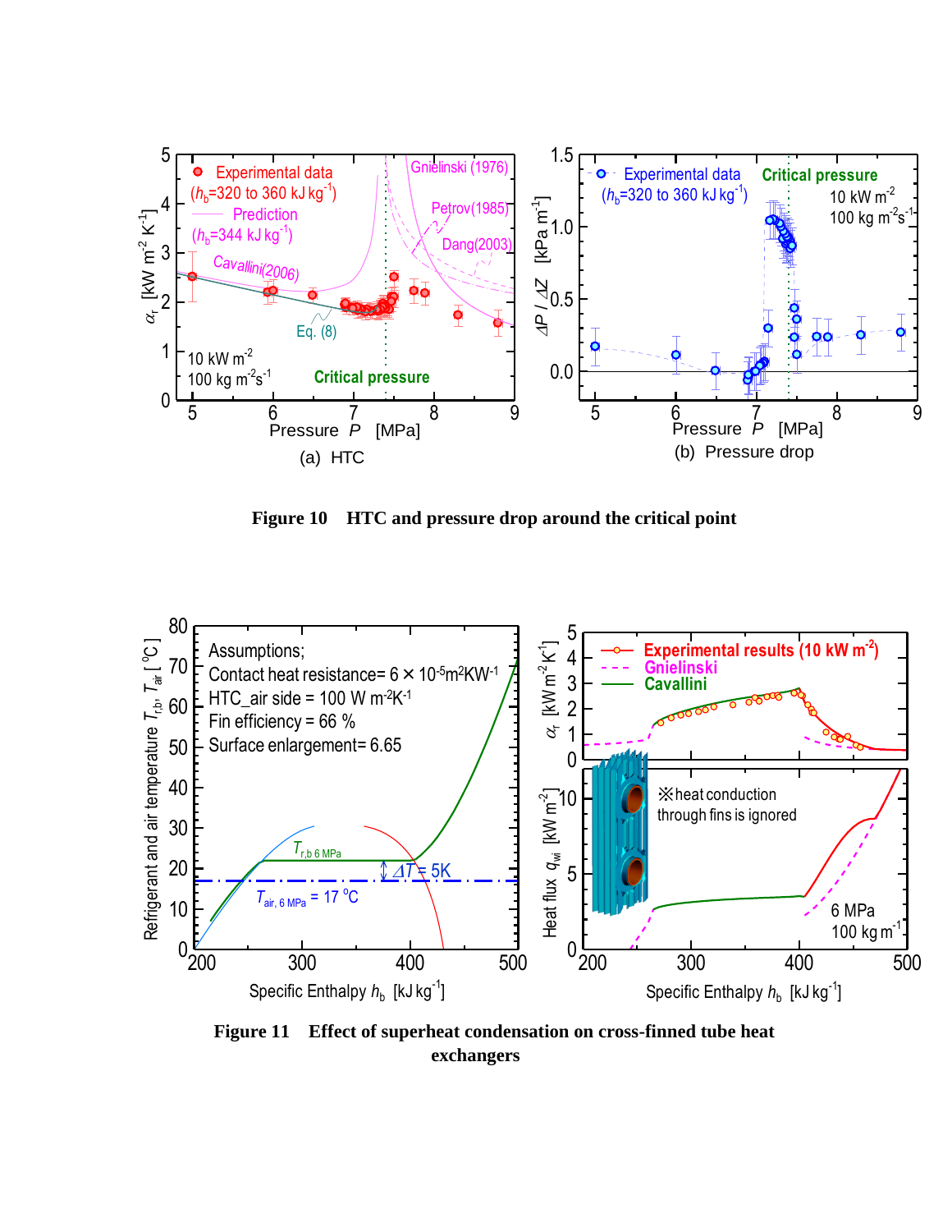**Figure 10 HTC and pressure drop around the critical point**

**Figure 11 Effect of superheat condensation on cross-finned tube heat exchangers**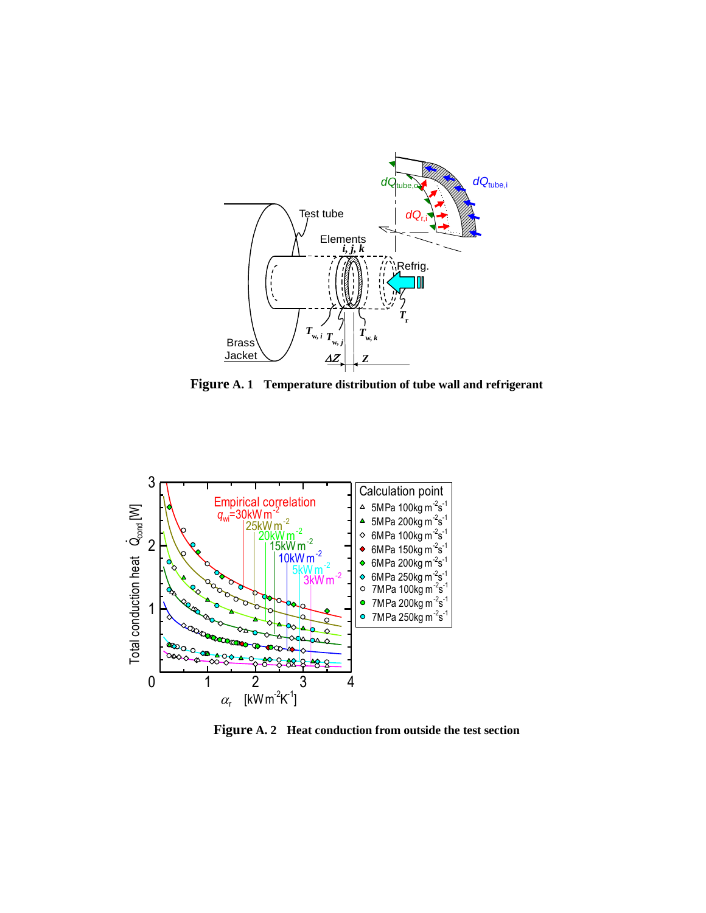**Figure A. 1** Temperature distribution of tube wall and refrigerant

**Figure A. 2** Heat conduction from outside the test section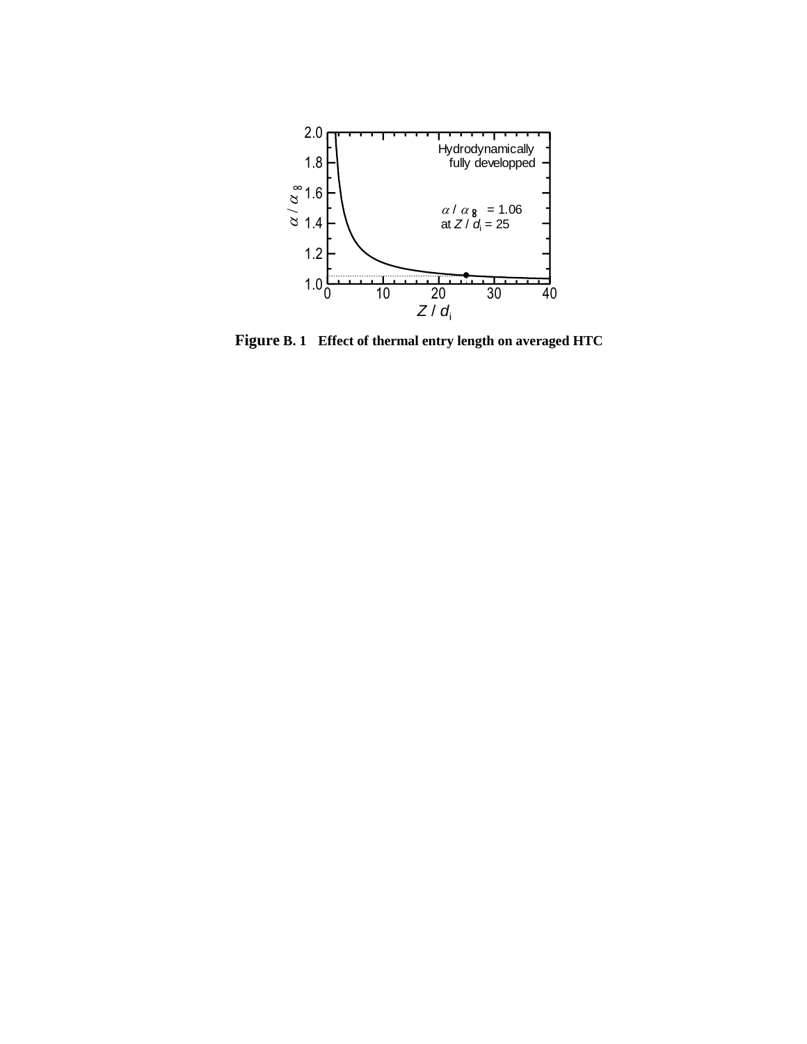**Figure B. 1  Effect of thermal entry length on averaged HTC**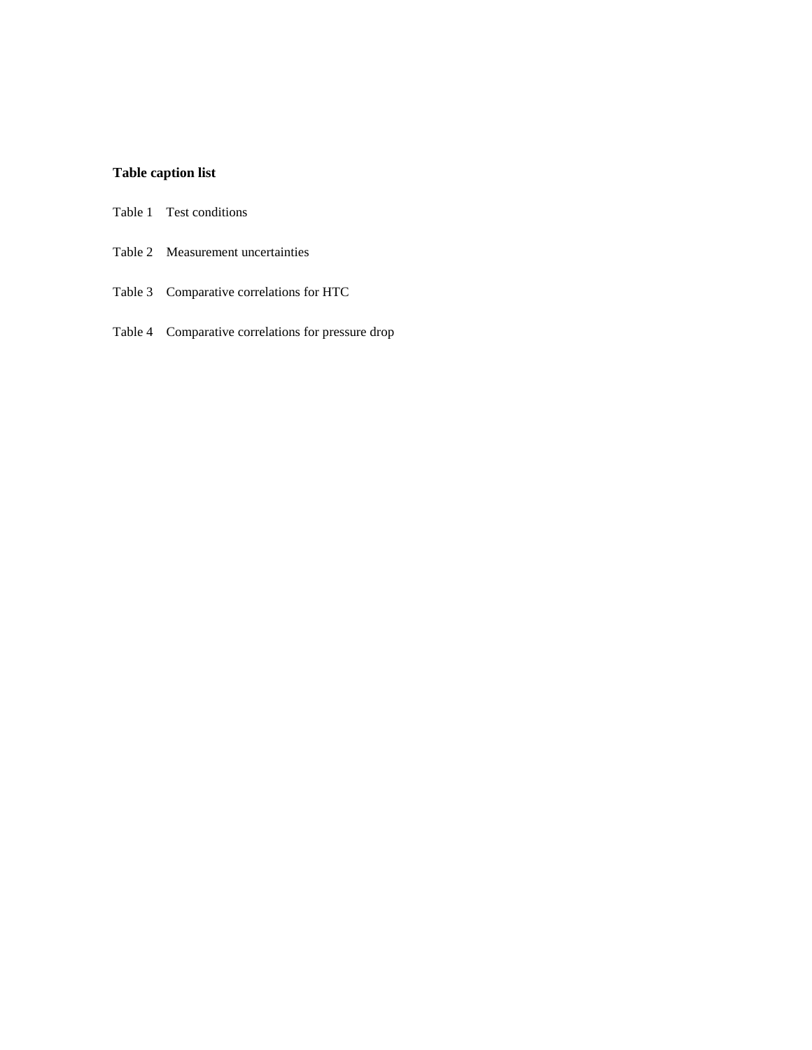**Table caption list**

Table 1 Test conditions

Table 2 Measurement uncertainties

Table 3 Comparative correlations for HTC

Table 4 Comparative correlations for pressure drop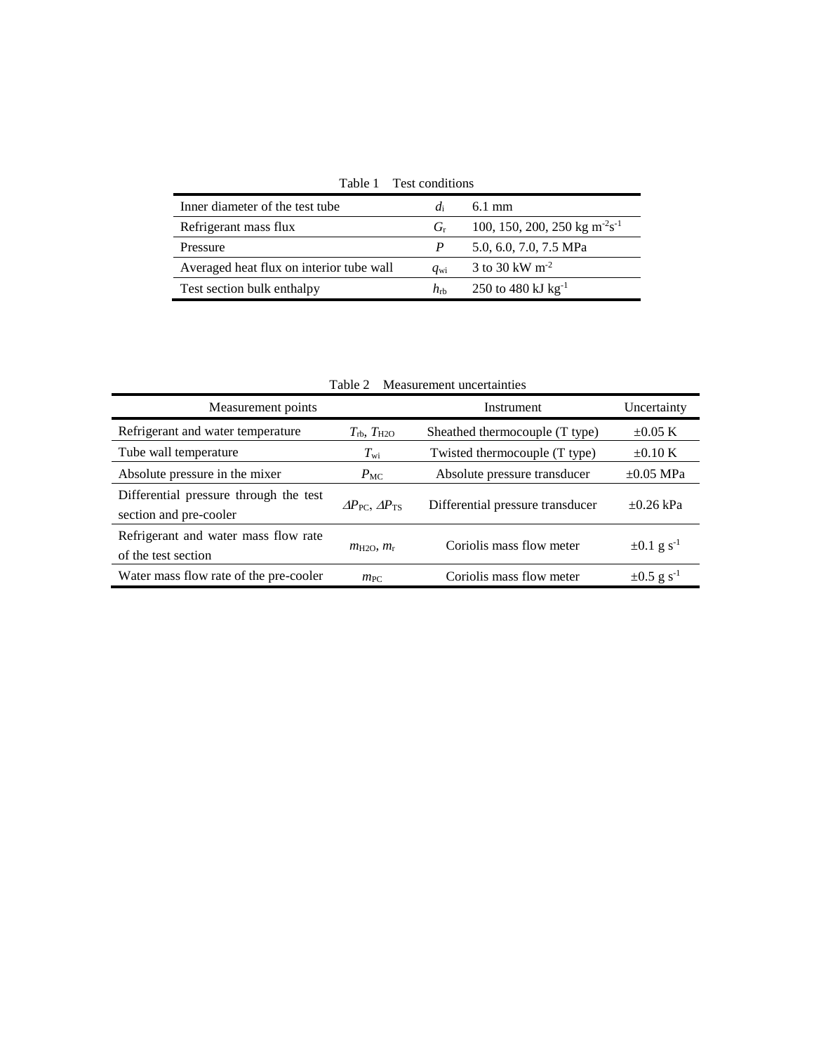Table 1 Test conditions

| | | |
|---|---|---|
| Inner diameter of the test tube | $d_i$ | 6.1 mm |
| Refrigerant mass flux | $G_r$ | 100, 150, 200, 250 kg m$^{-2}$s$^{-1}$ |
| Pressure | $P$ | 5.0, 6.0, 7.0, 7.5 MPa |
| Averaged heat flux on interior tube wall | $q_{wi}$ | 3 to 30 kW m$^{-2}$ |
| Test section bulk enthalpy | $h_{rb}$ | 250 to 480 kJ kg$^{-1}$ |

Table 2 Measurement uncertainties

| Measurement points | | Instrument | Uncertainty |
|---|---|---|---|
| Refrigerant and water temperature | $T_{rb}$, $T_{H2O}$ | Sheathed thermocouple (T type) | ±0.05 K |
| Tube wall temperature | $T_{wi}$ | Twisted thermocouple (T type) | ±0.10 K |
| Absolute pressure in the mixer | $P_{MC}$ | Absolute pressure transducer | ±0.05 MPa |
| Differential pressure through the test section and pre-cooler | $\Delta P_{PC}$, $\Delta P_{TS}$ | Differential pressure transducer | ±0.26 kPa |
| Refrigerant and water mass flow rate of the test section | $m_{H2O}$, $m_r$ | Coriolis mass flow meter | ±0.1 g s$^{-1}$ |
| Water mass flow rate of the pre-cooler | $m_{PC}$ | Coriolis mass flow meter | ±0.5 g s$^{-1}$ |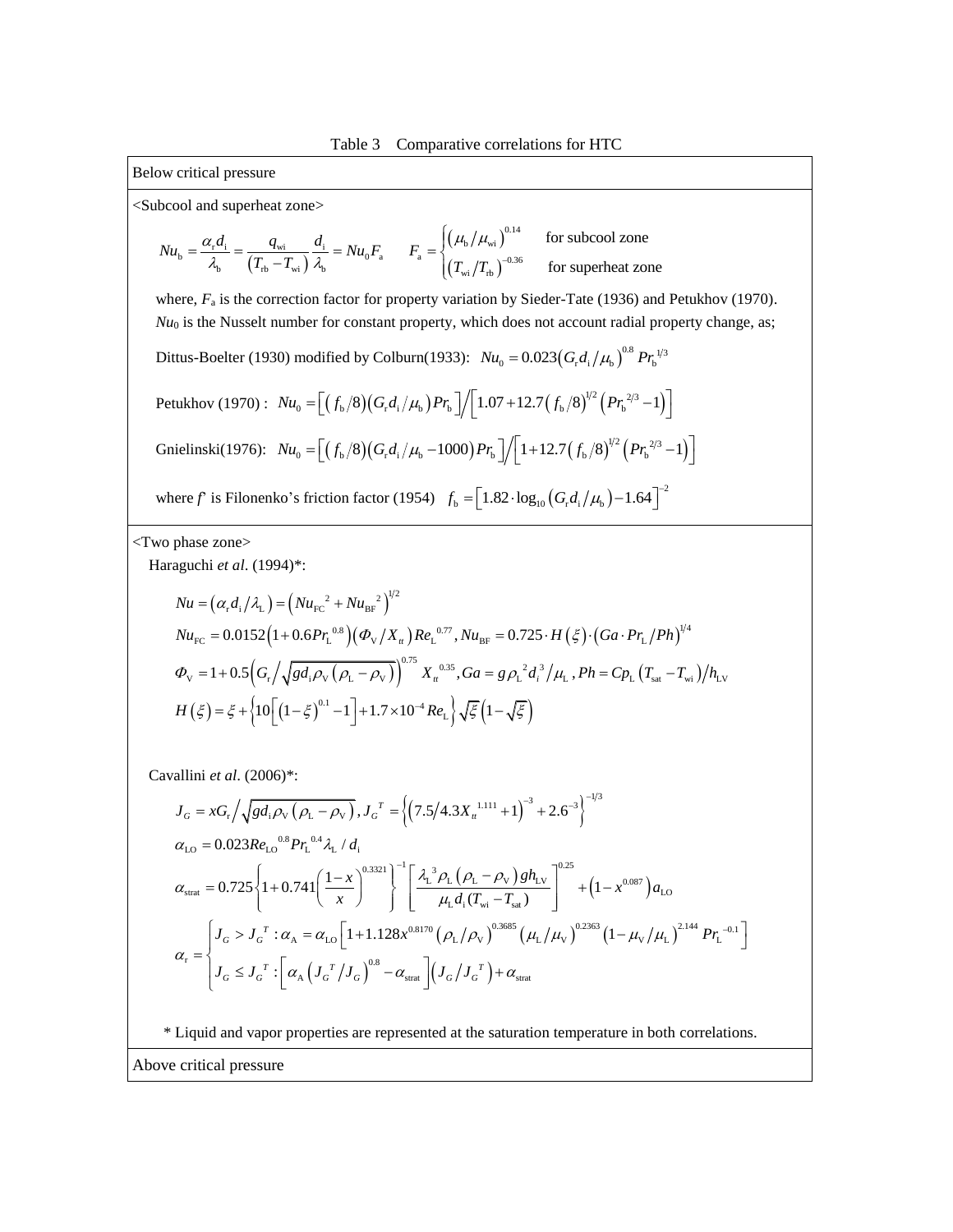Table 3 Comparative correlations for HTC

**Below critical pressure**

<Subcool and superheat zone>

$$Nu_{\mathrm{b}} = \frac{\alpha_{\mathrm{r}} d_{\mathrm{i}}}{\lambda_{\mathrm{b}}} = \frac{q_{\mathrm{wi}}}{\left(T_{\mathrm{rb}} - T_{\mathrm{wi}}\right)} \frac{d_{\mathrm{i}}}{\lambda_{\mathrm{b}}} = Nu_0 F_{\mathrm{a}} \qquad F_{\mathrm{a}} = \begin{cases} \left(\mu_{\mathrm{b}}/\mu_{\mathrm{wi}}\right)^{0.14} & \text{for subcool zone} \\ \left(T_{\mathrm{wi}}/T_{\mathrm{rb}}\right)^{-0.36} & \text{for superheat zone} \end{cases}$$

where, $F_{\mathrm{a}}$ is the correction factor for property variation by Sieder-Tate (1936) and Petukhov (1970). $Nu_0$ is the Nusselt number for constant property, which does not account radial property change, as;

Dittus-Boelter (1930) modified by Colburn(1933): $Nu_0 = 0.023\left(G_{\mathrm{r}} d_{\mathrm{i}}/\mu_{\mathrm{b}}\right)^{0.8} Pr_{\mathrm{b}}^{1/3}$

Petukhov (1970) : $Nu_0 = \left[\left(f_{\mathrm{b}}/8\right)\left(G_{\mathrm{r}} d_{\mathrm{i}}/\mu_{\mathrm{b}}\right) Pr_{\mathrm{b}}\right] \Big/ \left[1.07 + 12.7\left(f_{\mathrm{b}}/8\right)^{1/2}\left(Pr_{\mathrm{b}}^{2/3} - 1\right)\right]$

Gnielinski(1976): $Nu_0 = \left[\left(f_{\mathrm{b}}/8\right)\left(G_{\mathrm{r}} d_{\mathrm{i}}/\mu_{\mathrm{b}} - 1000\right) Pr_{\mathrm{b}}\right] \Big/ \left[1 + 12.7\left(f_{\mathrm{b}}/8\right)^{1/2}\left(Pr_{\mathrm{b}}^{2/3} - 1\right)\right]$

where $f$' is Filonenko's friction factor (1954) $f_{\mathrm{b}} = \left[1.82 \cdot \log_{10}\left(G_{\mathrm{r}} d_{\mathrm{i}}/\mu_{\mathrm{b}}\right) - 1.64\right]^{-2}$

<Two phase zone>

Haraguchi *et al*. (1994)*:

$$Nu = \left(\alpha_{\mathrm{r}} d_{\mathrm{i}}/\lambda_{\mathrm{L}}\right) = \left(Nu_{\mathrm{FC}}^{\ 2} + Nu_{\mathrm{BF}}^{\ 2}\right)^{1/2}$$

$$Nu_{\mathrm{FC}} = 0.0152\left(1 + 0.6 Pr_{\mathrm{L}}^{\ 0.8}\right)\left(\Phi_{\mathrm{V}}/X_{tt}\right) Re_{\mathrm{L}}^{\ 0.77}, Nu_{\mathrm{BF}} = 0.725 \cdot H\left(\xi\right) \cdot \left(Ga \cdot Pr_{\mathrm{L}}/Ph\right)^{1/4}$$

$$\Phi_{\mathrm{V}} = 1 + 0.5\left(G_{\mathrm{r}} \Big/ \sqrt{g d_{\mathrm{i}} \rho_{\mathrm{V}}\left(\rho_{\mathrm{L}} - \rho_{\mathrm{V}}\right)}\right)^{0.75} X_{tt}^{\ 0.35}, Ga = g \rho_{\mathrm{L}}^{\ 2} d_i^{\ 3}/\mu_{\mathrm{L}}, Ph = Cp_{\mathrm{L}}\left(T_{\mathrm{sat}} - T_{\mathrm{wi}}\right)/h_{\mathrm{LV}}$$

$$H\left(\xi\right) = \xi + \left\{10\left[\left(1 - \xi\right)^{0.1} - 1\right] + 1.7 \times 10^{-4} Re_{\mathrm{L}}\right\} \sqrt{\xi}\left(1 - \sqrt{\xi}\right)$$

Cavallini *et al*. (2006)*:

$$J_G = x G_{\mathrm{r}} \Big/ \sqrt{g d_{\mathrm{i}} \rho_{\mathrm{V}}\left(\rho_{\mathrm{L}} - \rho_{\mathrm{V}}\right)}, J_G^{\ T} = \left\{\left(7.5/4.3 X_{tt}^{\ 1.111} + 1\right)^{-3} + 2.6^{-3}\right\}^{-1/3}$$

$$\alpha_{\mathrm{LO}} = 0.023 Re_{\mathrm{LO}}^{\ 0.8} Pr_{\mathrm{L}}^{\ 0.4} \lambda_{\mathrm{L}} / d_{\mathrm{i}}$$

$$\alpha_{\mathrm{strat}} = 0.725\left\{1 + 0.741\left(\frac{1-x}{x}\right)^{0.3321}\right\}^{-1}\left[\frac{\lambda_{\mathrm{L}}^{\ 3} \rho_{\mathrm{L}}\left(\rho_{\mathrm{L}} - \rho_{\mathrm{V}}\right) g h_{\mathrm{LV}}}{\mu_{\mathrm{L}} d_{\mathrm{i}}\left(T_{\mathrm{wi}} - T_{\mathrm{sat}}\right)}\right]^{0.25} + \left(1 - x^{0.087}\right) a_{\mathrm{LO}}$$

$$\alpha_{\mathrm{r}} = \begin{cases} J_G > J_G^{\ T} : \alpha_{\mathrm{A}} = \alpha_{\mathrm{LO}}\left[1 + 1.128 x^{0.8170}\left(\rho_{\mathrm{L}}/\rho_{\mathrm{V}}\right)^{0.3685}\left(\mu_{\mathrm{L}}/\mu_{\mathrm{V}}\right)^{0.2363}\left(1 - \mu_{\mathrm{V}}/\mu_{\mathrm{L}}\right)^{2.144} Pr_{\mathrm{L}}^{\ -0.1}\right] \\ J_G \le J_G^{\ T} : \left[\alpha_{\mathrm{A}}\left(J_G^{\ T}/J_G\right)^{0.8} - \alpha_{\mathrm{strat}}\right]\left(J_G/J_G^{\ T}\right) + \alpha_{\mathrm{strat}} \end{cases}$$

\* Liquid and vapor properties are represented at the saturation temperature in both correlations.

**Above critical pressure**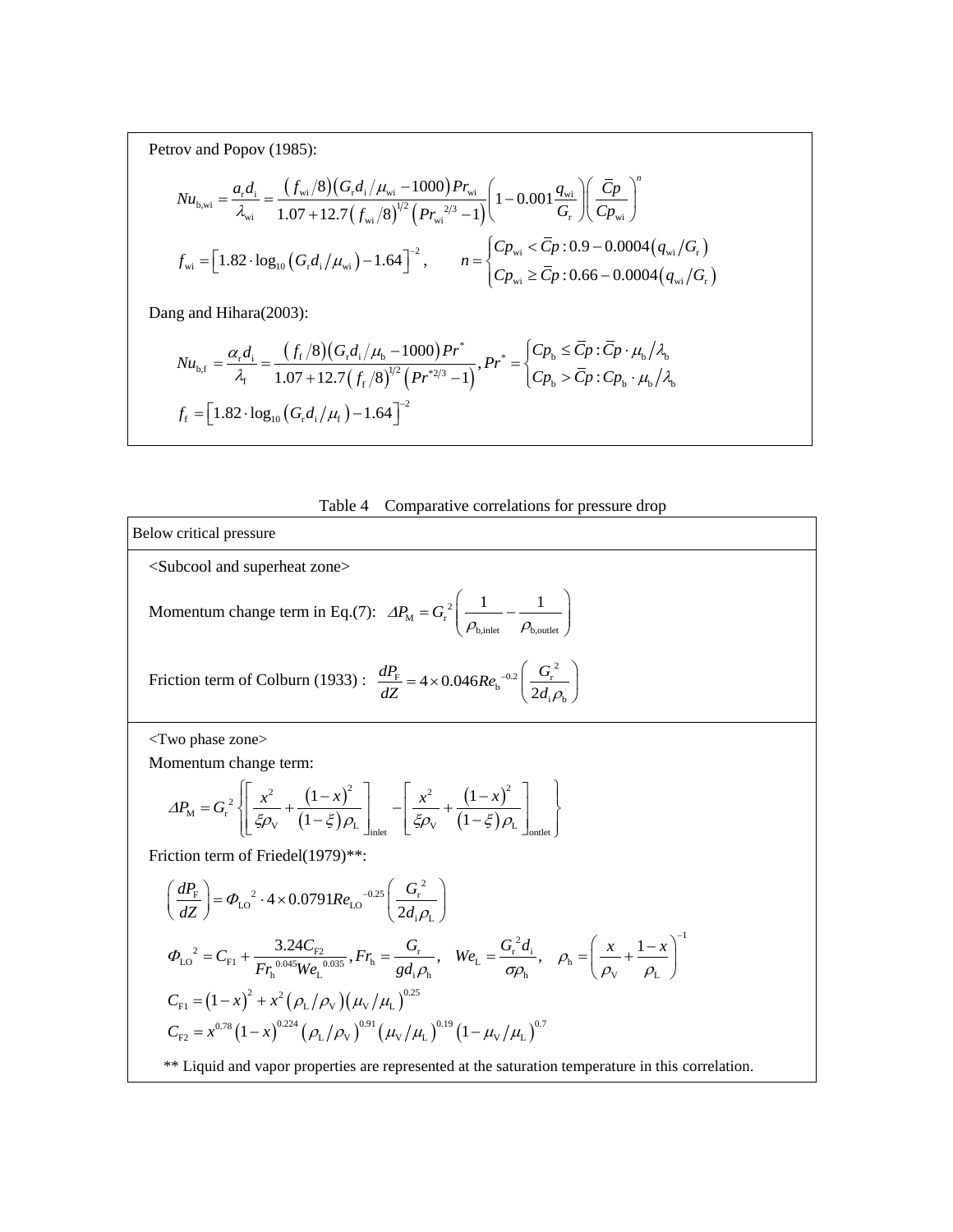Petrov and Popov (1985):

$$Nu_{\mathrm{b,wi}} = \frac{a_{\mathrm{r}} d_{\mathrm{i}}}{\lambda_{\mathrm{wi}}} = \frac{\left(f_{\mathrm{wi}}/8\right)\left(G_{\mathrm{r}} d_{\mathrm{i}}/\mu_{\mathrm{wi}} - 1000\right) Pr_{\mathrm{wi}}}{1.07 + 12.7\left(f_{\mathrm{wi}}/8\right)^{1/2}\left(Pr_{\mathrm{wi}}{}^{2/3} - 1\right)} \left(1 - 0.001 \frac{q_{\mathrm{wi}}}{G_{\mathrm{r}}}\right) \left(\frac{\bar{C}p}{Cp_{\mathrm{wi}}}\right)^{n}$$

$$f_{\mathrm{wi}} = \left[1.82 \cdot \log_{10}\left(G_{\mathrm{r}} d_{\mathrm{i}}/\mu_{\mathrm{wi}}\right) - 1.64\right]^{-2}, \qquad n = \begin{cases} Cp_{\mathrm{wi}} < \bar{C}p : 0.9 - 0.0004\left(q_{\mathrm{wi}}/G_{\mathrm{r}}\right) \\ Cp_{\mathrm{wi}} \geq \bar{C}p : 0.66 - 0.0004\left(q_{\mathrm{wi}}/G_{\mathrm{r}}\right) \end{cases}$$

Dang and Hihara(2003):

$$Nu_{\mathrm{b,f}} = \frac{\alpha_{\mathrm{r}} d_{\mathrm{i}}}{\lambda_{\mathrm{f}}} = \frac{\left(f_{\mathrm{f}}/8\right)\left(G_{\mathrm{r}} d_{\mathrm{i}}/\mu_{\mathrm{b}} - 1000\right) Pr^{*}}{1.07 + 12.7\left(f_{\mathrm{f}}/8\right)^{1/2}\left(Pr^{*2/3} - 1\right)}, Pr^{*} = \begin{cases} Cp_{\mathrm{b}} \leq \bar{C}p : \bar{C}p \cdot \mu_{\mathrm{b}}/\lambda_{\mathrm{b}} \\ Cp_{\mathrm{b}} > \bar{C}p : Cp_{\mathrm{b}} \cdot \mu_{\mathrm{b}}/\lambda_{\mathrm{b}} \end{cases}$$

$$f_{\mathrm{f}} = \left[1.82 \cdot \log_{10}\left(G_{\mathrm{r}} d_{\mathrm{i}}/\mu_{\mathrm{f}}\right) - 1.64\right]^{-2}$$

Table 4 Comparative correlations for pressure drop

**Below critical pressure**

<Subcool and superheat zone>

Momentum change term in Eq.(7): $\Delta P_{\mathrm{M}} = G_{\mathrm{r}}{}^{2}\left(\frac{1}{\rho_{\mathrm{b,inlet}}} - \frac{1}{\rho_{\mathrm{b,outlet}}}\right)$

Friction term of Colburn (1933) : $\frac{dP_{\mathrm{F}}}{dZ} = 4 \times 0.046 Re_{\mathrm{b}}{}^{-0.2}\left(\frac{G_{\mathrm{r}}{}^{2}}{2 d_{\mathrm{i}} \rho_{\mathrm{b}}}\right)$

<Two phase zone>

Momentum change term:

$$\Delta P_{\mathrm{M}} = G_{\mathrm{r}}{}^{2}\left\{\left[\frac{x^{2}}{\xi \rho_{\mathrm{V}}} + \frac{(1-x)^{2}}{(1-\xi)\rho_{\mathrm{L}}}\right]_{\mathrm{inlet}} - \left[\frac{x^{2}}{\xi \rho_{\mathrm{V}}} + \frac{(1-x)^{2}}{(1-\xi)\rho_{\mathrm{L}}}\right]_{\mathrm{ontlet}}\right\}$$

Friction term of Friedel(1979)**:

$$\left(\frac{dP_{\mathrm{F}}}{dZ}\right) = \Phi_{\mathrm{LO}}{}^{2} \cdot 4 \times 0.0791 Re_{\mathrm{LO}}{}^{-0.25}\left(\frac{G_{\mathrm{r}}{}^{2}}{2 d_{\mathrm{i}} \rho_{\mathrm{L}}}\right)$$

$$\Phi_{\mathrm{LO}}{}^{2} = C_{\mathrm{F1}} + \frac{3.24 C_{\mathrm{F2}}}{Fr_{\mathrm{h}}{}^{0.045} We_{\mathrm{L}}{}^{0.035}}, Fr_{\mathrm{h}} = \frac{G_{\mathrm{r}}}{g d_{\mathrm{i}} \rho_{\mathrm{h}}}, \quad We_{\mathrm{L}} = \frac{G_{\mathrm{r}}{}^{2} d_{\mathrm{i}}}{\sigma \rho_{\mathrm{h}}}, \quad \rho_{\mathrm{h}} = \left(\frac{x}{\rho_{\mathrm{V}}} + \frac{1-x}{\rho_{\mathrm{L}}}\right)^{-1}$$

$$C_{\mathrm{F1}} = (1-x)^{2} + x^{2}\left(\rho_{\mathrm{L}}/\rho_{\mathrm{V}}\right)\left(\mu_{\mathrm{V}}/\mu_{\mathrm{L}}\right)^{0.25}$$

$$C_{\mathrm{F2}} = x^{0.78}(1-x)^{0.224}\left(\rho_{\mathrm{L}}/\rho_{\mathrm{V}}\right)^{0.91}\left(\mu_{\mathrm{V}}/\mu_{\mathrm{L}}\right)^{0.19}\left(1 - \mu_{\mathrm{V}}/\mu_{\mathrm{L}}\right)^{0.7}$$

** Liquid and vapor properties are represented at the saturation temperature in this correlation.